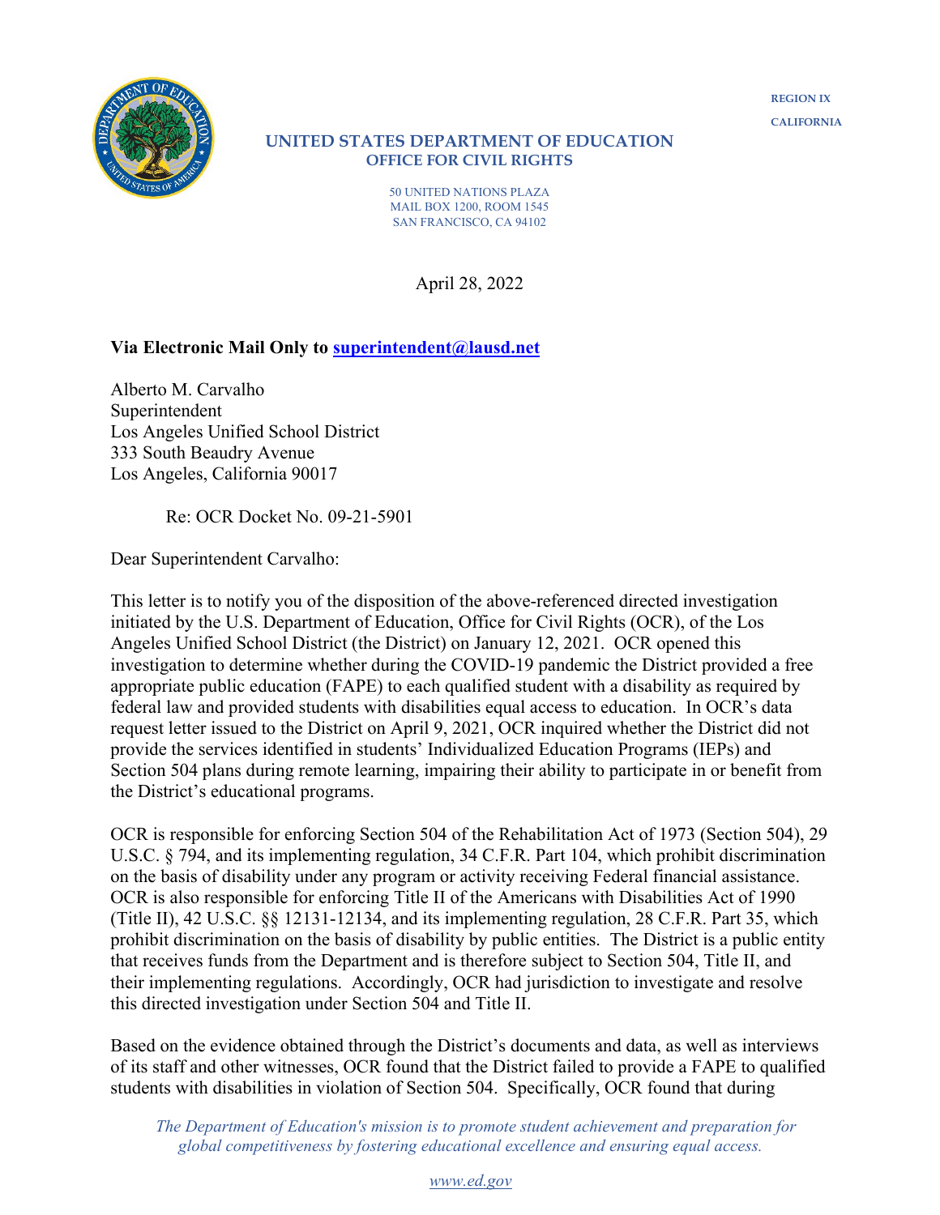REGION IX

CALIFORNIA

**UNITED STATES DEPARTMENT OF EDUCATION**
**OFFICE FOR CIVIL RIGHTS**

50 UNITED NATIONS PLAZA
MAIL BOX 1200, ROOM 1545
SAN FRANCISCO, CA 94102

April 28, 2022

**Via Electronic Mail Only to superintendent@lausd.net**

Alberto M. Carvalho
Superintendent
Los Angeles Unified School District
333 South Beaudry Avenue
Los Angeles, California 90017

Re: OCR Docket No. 09-21-5901

Dear Superintendent Carvalho:

This letter is to notify you of the disposition of the above-referenced directed investigation initiated by the U.S. Department of Education, Office for Civil Rights (OCR), of the Los Angeles Unified School District (the District) on January 12, 2021. OCR opened this investigation to determine whether during the COVID-19 pandemic the District provided a free appropriate public education (FAPE) to each qualified student with a disability as required by federal law and provided students with disabilities equal access to education. In OCR's data request letter issued to the District on April 9, 2021, OCR inquired whether the District did not provide the services identified in students' Individualized Education Programs (IEPs) and Section 504 plans during remote learning, impairing their ability to participate in or benefit from the District's educational programs.

OCR is responsible for enforcing Section 504 of the Rehabilitation Act of 1973 (Section 504), 29 U.S.C. § 794, and its implementing regulation, 34 C.F.R. Part 104, which prohibit discrimination on the basis of disability under any program or activity receiving Federal financial assistance. OCR is also responsible for enforcing Title II of the Americans with Disabilities Act of 1990 (Title II), 42 U.S.C. §§ 12131-12134, and its implementing regulation, 28 C.F.R. Part 35, which prohibit discrimination on the basis of disability by public entities. The District is a public entity that receives funds from the Department and is therefore subject to Section 504, Title II, and their implementing regulations. Accordingly, OCR had jurisdiction to investigate and resolve this directed investigation under Section 504 and Title II.

Based on the evidence obtained through the District's documents and data, as well as interviews of its staff and other witnesses, OCR found that the District failed to provide a FAPE to qualified students with disabilities in violation of Section 504. Specifically, OCR found that during

*The Department of Education's mission is to promote student achievement and preparation for global competitiveness by fostering educational excellence and ensuring equal access.*

www.ed.gov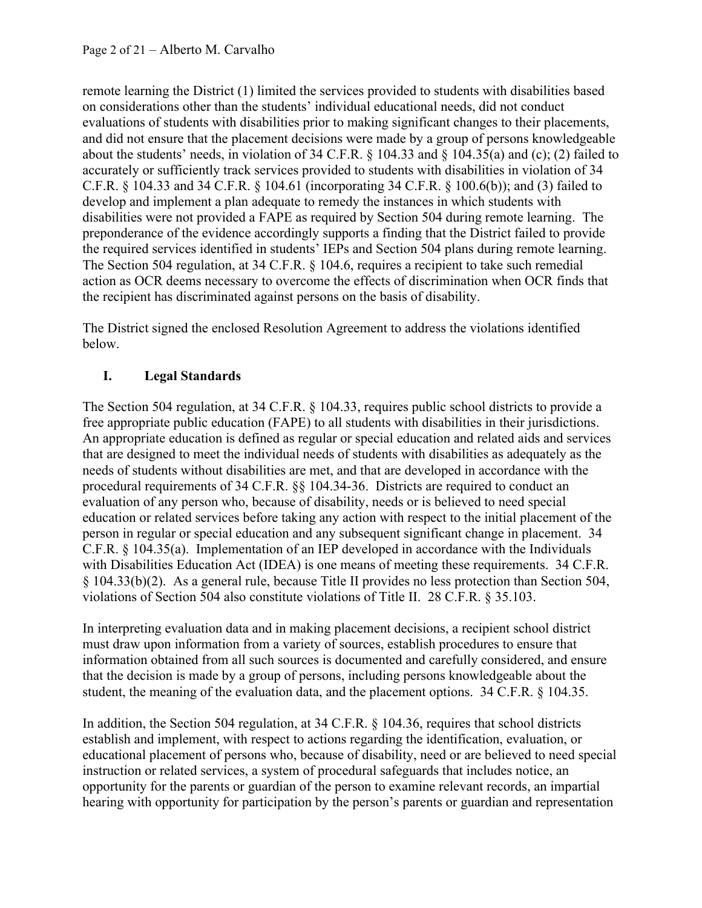remote learning the District (1) limited the services provided to students with disabilities based on considerations other than the students' individual educational needs, did not conduct evaluations of students with disabilities prior to making significant changes to their placements, and did not ensure that the placement decisions were made by a group of persons knowledgeable about the students' needs, in violation of 34 C.F.R. § 104.33 and § 104.35(a) and (c); (2) failed to accurately or sufficiently track services provided to students with disabilities in violation of 34 C.F.R. § 104.33 and 34 C.F.R. § 104.61 (incorporating 34 C.F.R. § 100.6(b)); and (3) failed to develop and implement a plan adequate to remedy the instances in which students with disabilities were not provided a FAPE as required by Section 504 during remote learning. The preponderance of the evidence accordingly supports a finding that the District failed to provide the required services identified in students' IEPs and Section 504 plans during remote learning. The Section 504 regulation, at 34 C.F.R. § 104.6, requires a recipient to take such remedial action as OCR deems necessary to overcome the effects of discrimination when OCR finds that the recipient has discriminated against persons on the basis of disability.

The District signed the enclosed Resolution Agreement to address the violations identified below.

## I. Legal Standards

The Section 504 regulation, at 34 C.F.R. § 104.33, requires public school districts to provide a free appropriate public education (FAPE) to all students with disabilities in their jurisdictions. An appropriate education is defined as regular or special education and related aids and services that are designed to meet the individual needs of students with disabilities as adequately as the needs of students without disabilities are met, and that are developed in accordance with the procedural requirements of 34 C.F.R. §§ 104.34-36. Districts are required to conduct an evaluation of any person who, because of disability, needs or is believed to need special education or related services before taking any action with respect to the initial placement of the person in regular or special education and any subsequent significant change in placement. 34 C.F.R. § 104.35(a). Implementation of an IEP developed in accordance with the Individuals with Disabilities Education Act (IDEA) is one means of meeting these requirements. 34 C.F.R. § 104.33(b)(2). As a general rule, because Title II provides no less protection than Section 504, violations of Section 504 also constitute violations of Title II. 28 C.F.R. § 35.103.

In interpreting evaluation data and in making placement decisions, a recipient school district must draw upon information from a variety of sources, establish procedures to ensure that information obtained from all such sources is documented and carefully considered, and ensure that the decision is made by a group of persons, including persons knowledgeable about the student, the meaning of the evaluation data, and the placement options. 34 C.F.R. § 104.35.

In addition, the Section 504 regulation, at 34 C.F.R. § 104.36, requires that school districts establish and implement, with respect to actions regarding the identification, evaluation, or educational placement of persons who, because of disability, need or are believed to need special instruction or related services, a system of procedural safeguards that includes notice, an opportunity for the parents or guardian of the person to examine relevant records, an impartial hearing with opportunity for participation by the person's parents or guardian and representation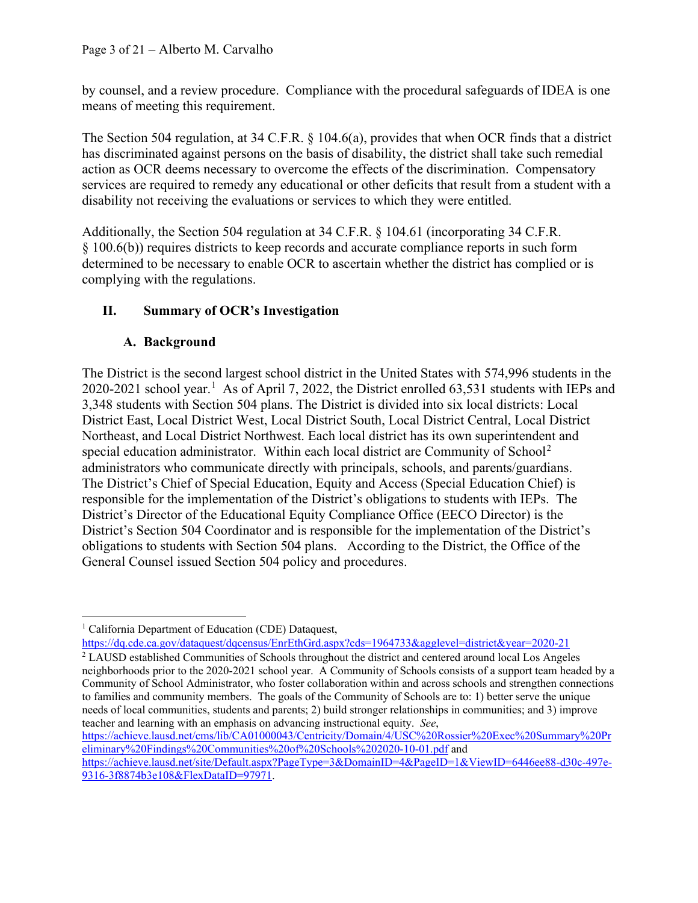by counsel, and a review procedure. Compliance with the procedural safeguards of IDEA is one means of meeting this requirement.

The Section 504 regulation, at 34 C.F.R. § 104.6(a), provides that when OCR finds that a district has discriminated against persons on the basis of disability, the district shall take such remedial action as OCR deems necessary to overcome the effects of the discrimination. Compensatory services are required to remedy any educational or other deficits that result from a student with a disability not receiving the evaluations or services to which they were entitled.

Additionally, the Section 504 regulation at 34 C.F.R. § 104.61 (incorporating 34 C.F.R. § 100.6(b)) requires districts to keep records and accurate compliance reports in such form determined to be necessary to enable OCR to ascertain whether the district has complied or is complying with the regulations.

## II. Summary of OCR's Investigation

### A. Background

The District is the second largest school district in the United States with 574,996 students in the 2020-2021 school year.[1] As of April 7, 2022, the District enrolled 63,531 students with IEPs and 3,348 students with Section 504 plans. The District is divided into six local districts: Local District East, Local District West, Local District South, Local District Central, Local District Northeast, and Local District Northwest. Each local district has its own superintendent and special education administrator. Within each local district are Community of School[2] administrators who communicate directly with principals, schools, and parents/guardians. The District's Chief of Special Education, Equity and Access (Special Education Chief) is responsible for the implementation of the District's obligations to students with IEPs. The District's Director of the Educational Equity Compliance Office (EECO Director) is the District's Section 504 Coordinator and is responsible for the implementation of the District's obligations to students with Section 504 plans. According to the District, the Office of the General Counsel issued Section 504 policy and procedures.

---

[1] California Department of Education (CDE) Dataquest, https://dq.cde.ca.gov/dataquest/dqcensus/EnrEthGrd.aspx?cds=1964733&agglevel=district&year=2020-21

[2] LAUSD established Communities of Schools throughout the district and centered around local Los Angeles neighborhoods prior to the 2020-2021 school year. A Community of Schools consists of a support team headed by a Community of School Administrator, who foster collaboration within and across schools and strengthen connections to families and community members. The goals of the Community of Schools are to: 1) better serve the unique needs of local communities, students and parents; 2) build stronger relationships in communities; and 3) improve teacher and learning with an emphasis on advancing instructional equity. *See*, https://achieve.lausd.net/cms/lib/CA01000043/Centricity/Domain/4/USC%20Rossier%20Exec%20Summary%20Preliminary%20Findings%20Communities%20of%20Schools%202020-10-01.pdf and https://achieve.lausd.net/site/Default.aspx?PageType=3&DomainID=4&PageID=1&ViewID=6446ee88-d30c-497e-9316-3f8874b3e108&FlexDataID=97971.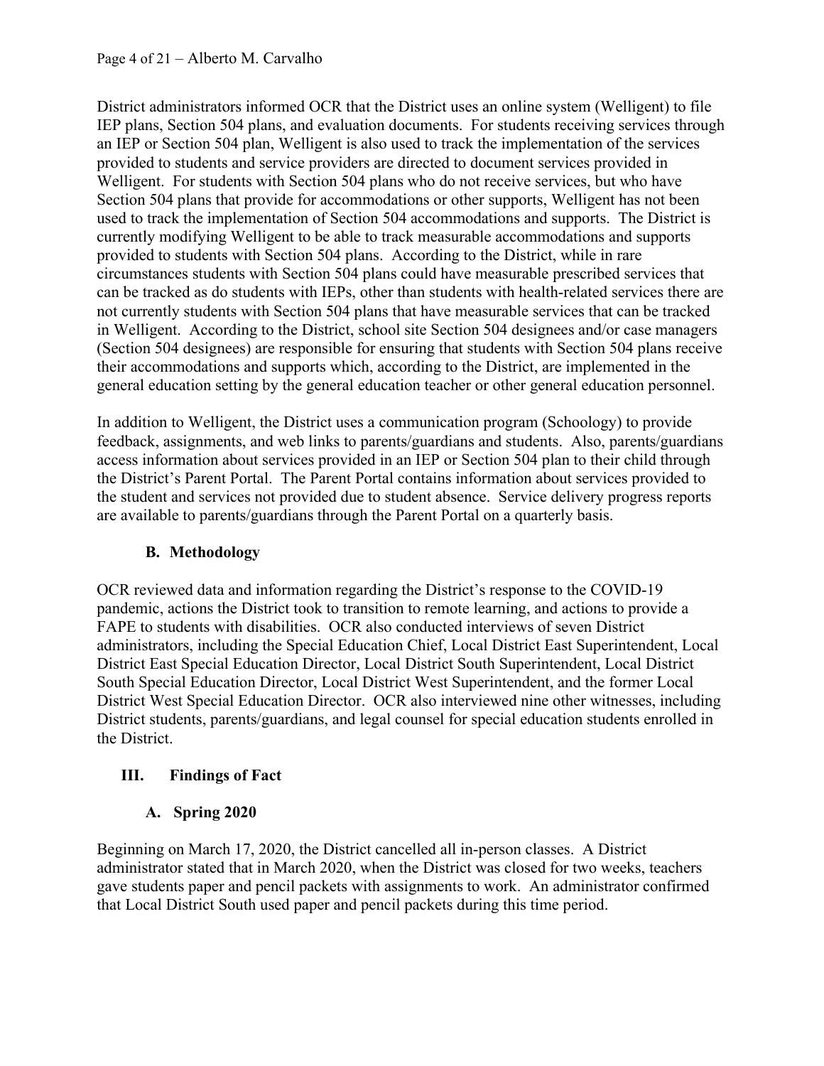District administrators informed OCR that the District uses an online system (Welligent) to file IEP plans, Section 504 plans, and evaluation documents. For students receiving services through an IEP or Section 504 plan, Welligent is also used to track the implementation of the services provided to students and service providers are directed to document services provided in Welligent. For students with Section 504 plans who do not receive services, but who have Section 504 plans that provide for accommodations or other supports, Welligent has not been used to track the implementation of Section 504 accommodations and supports. The District is currently modifying Welligent to be able to track measurable accommodations and supports provided to students with Section 504 plans. According to the District, while in rare circumstances students with Section 504 plans could have measurable prescribed services that can be tracked as do students with IEPs, other than students with health-related services there are not currently students with Section 504 plans that have measurable services that can be tracked in Welligent. According to the District, school site Section 504 designees and/or case managers (Section 504 designees) are responsible for ensuring that students with Section 504 plans receive their accommodations and supports which, according to the District, are implemented in the general education setting by the general education teacher or other general education personnel.

In addition to Welligent, the District uses a communication program (Schoology) to provide feedback, assignments, and web links to parents/guardians and students. Also, parents/guardians access information about services provided in an IEP or Section 504 plan to their child through the District's Parent Portal. The Parent Portal contains information about services provided to the student and services not provided due to student absence. Service delivery progress reports are available to parents/guardians through the Parent Portal on a quarterly basis.

### B. Methodology

OCR reviewed data and information regarding the District's response to the COVID-19 pandemic, actions the District took to transition to remote learning, and actions to provide a FAPE to students with disabilities. OCR also conducted interviews of seven District administrators, including the Special Education Chief, Local District East Superintendent, Local District East Special Education Director, Local District South Superintendent, Local District South Special Education Director, Local District West Superintendent, and the former Local District West Special Education Director. OCR also interviewed nine other witnesses, including District students, parents/guardians, and legal counsel for special education students enrolled in the District.

## III. Findings of Fact

### A. Spring 2020

Beginning on March 17, 2020, the District cancelled all in-person classes. A District administrator stated that in March 2020, when the District was closed for two weeks, teachers gave students paper and pencil packets with assignments to work. An administrator confirmed that Local District South used paper and pencil packets during this time period.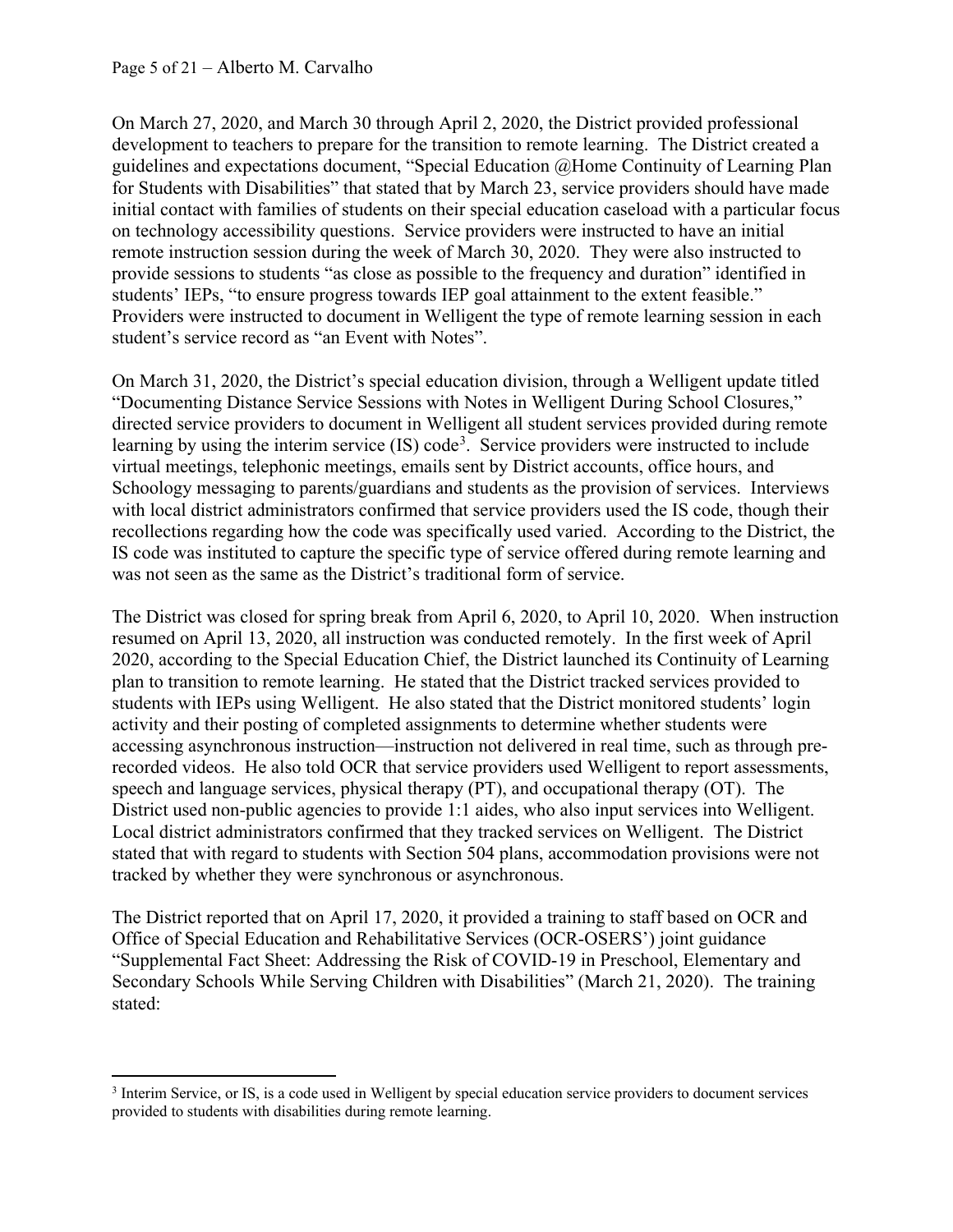On March 27, 2020, and March 30 through April 2, 2020, the District provided professional development to teachers to prepare for the transition to remote learning. The District created a guidelines and expectations document, "Special Education @Home Continuity of Learning Plan for Students with Disabilities" that stated that by March 23, service providers should have made initial contact with families of students on their special education caseload with a particular focus on technology accessibility questions. Service providers were instructed to have an initial remote instruction session during the week of March 30, 2020. They were also instructed to provide sessions to students "as close as possible to the frequency and duration" identified in students' IEPs, "to ensure progress towards IEP goal attainment to the extent feasible." Providers were instructed to document in Welligent the type of remote learning session in each student's service record as "an Event with Notes".

On March 31, 2020, the District's special education division, through a Welligent update titled "Documenting Distance Service Sessions with Notes in Welligent During School Closures," directed service providers to document in Welligent all student services provided during remote learning by using the interim service (IS) code[3]. Service providers were instructed to include virtual meetings, telephonic meetings, emails sent by District accounts, office hours, and Schoology messaging to parents/guardians and students as the provision of services. Interviews with local district administrators confirmed that service providers used the IS code, though their recollections regarding how the code was specifically used varied. According to the District, the IS code was instituted to capture the specific type of service offered during remote learning and was not seen as the same as the District's traditional form of service.

The District was closed for spring break from April 6, 2020, to April 10, 2020. When instruction resumed on April 13, 2020, all instruction was conducted remotely. In the first week of April 2020, according to the Special Education Chief, the District launched its Continuity of Learning plan to transition to remote learning. He stated that the District tracked services provided to students with IEPs using Welligent. He also stated that the District monitored students' login activity and their posting of completed assignments to determine whether students were accessing asynchronous instruction—instruction not delivered in real time, such as through pre-recorded videos. He also told OCR that service providers used Welligent to report assessments, speech and language services, physical therapy (PT), and occupational therapy (OT). The District used non-public agencies to provide 1:1 aides, who also input services into Welligent. Local district administrators confirmed that they tracked services on Welligent. The District stated that with regard to students with Section 504 plans, accommodation provisions were not tracked by whether they were synchronous or asynchronous.

The District reported that on April 17, 2020, it provided a training to staff based on OCR and Office of Special Education and Rehabilitative Services (OCR-OSERS') joint guidance "Supplemental Fact Sheet: Addressing the Risk of COVID-19 in Preschool, Elementary and Secondary Schools While Serving Children with Disabilities" (March 21, 2020). The training stated:

[3] Interim Service, or IS, is a code used in Welligent by special education service providers to document services provided to students with disabilities during remote learning.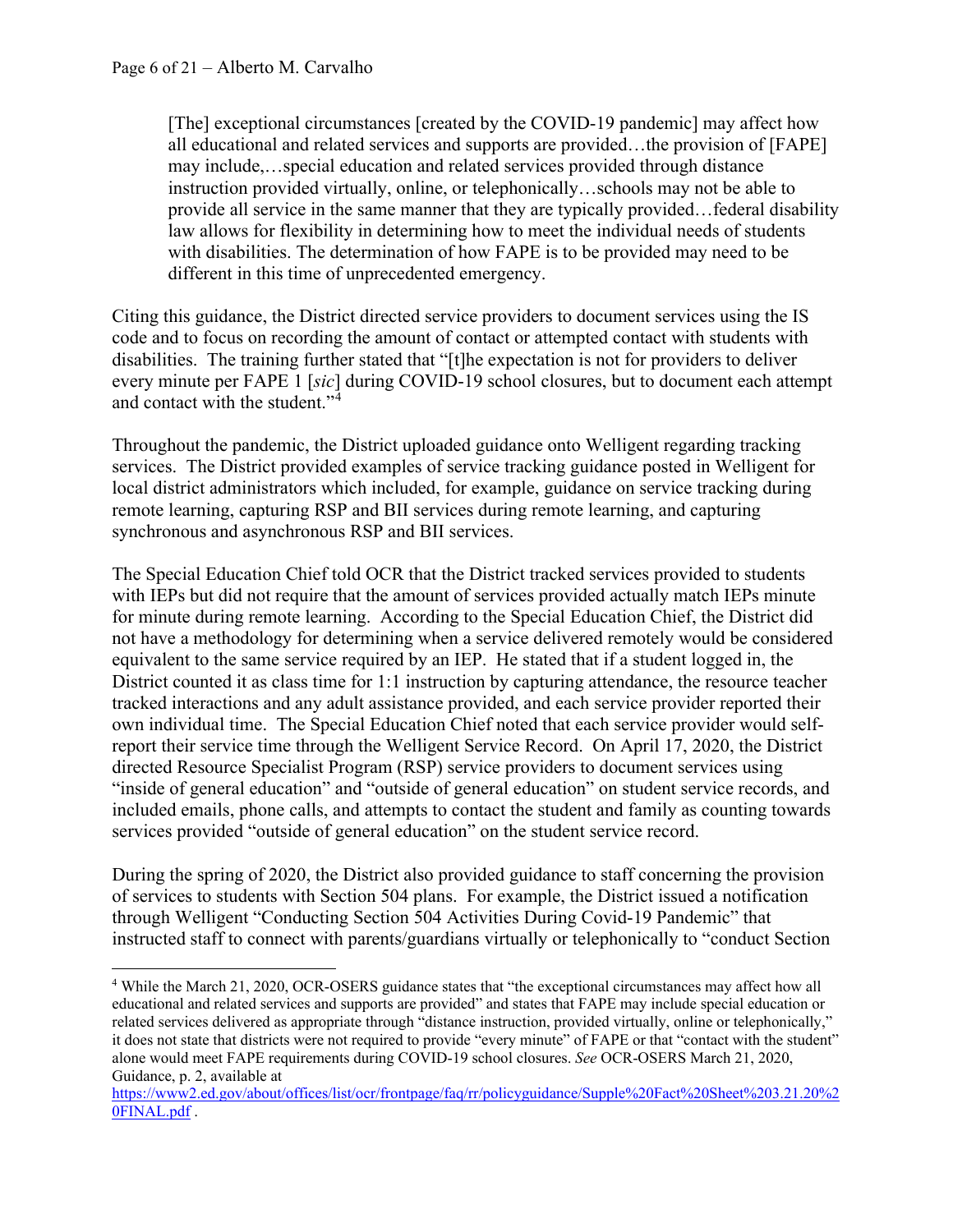> [The] exceptional circumstances [created by the COVID-19 pandemic] may affect how all educational and related services and supports are provided…the provision of [FAPE] may include,…special education and related services provided through distance instruction provided virtually, online, or telephonically…schools may not be able to provide all service in the same manner that they are typically provided…federal disability law allows for flexibility in determining how to meet the individual needs of students with disabilities. The determination of how FAPE is to be provided may need to be different in this time of unprecedented emergency.

Citing this guidance, the District directed service providers to document services using the IS code and to focus on recording the amount of contact or attempted contact with students with disabilities. The training further stated that "[t]he expectation is not for providers to deliver every minute per FAPE 1 [*sic*] during COVID-19 school closures, but to document each attempt and contact with the student."[4]

Throughout the pandemic, the District uploaded guidance onto Welligent regarding tracking services. The District provided examples of service tracking guidance posted in Welligent for local district administrators which included, for example, guidance on service tracking during remote learning, capturing RSP and BII services during remote learning, and capturing synchronous and asynchronous RSP and BII services.

The Special Education Chief told OCR that the District tracked services provided to students with IEPs but did not require that the amount of services provided actually match IEPs minute for minute during remote learning. According to the Special Education Chief, the District did not have a methodology for determining when a service delivered remotely would be considered equivalent to the same service required by an IEP. He stated that if a student logged in, the District counted it as class time for 1:1 instruction by capturing attendance, the resource teacher tracked interactions and any adult assistance provided, and each service provider reported their own individual time. The Special Education Chief noted that each service provider would self-report their service time through the Welligent Service Record. On April 17, 2020, the District directed Resource Specialist Program (RSP) service providers to document services using "inside of general education" and "outside of general education" on student service records, and included emails, phone calls, and attempts to contact the student and family as counting towards services provided "outside of general education" on the student service record.

During the spring of 2020, the District also provided guidance to staff concerning the provision of services to students with Section 504 plans. For example, the District issued a notification through Welligent "Conducting Section 504 Activities During Covid-19 Pandemic" that instructed staff to connect with parents/guardians virtually or telephonically to "conduct Section

---

[4] While the March 21, 2020, OCR-OSERS guidance states that "the exceptional circumstances may affect how all educational and related services and supports are provided" and states that FAPE may include special education or related services delivered as appropriate through "distance instruction, provided virtually, online or telephonically," it does not state that districts were not required to provide "every minute" of FAPE or that "contact with the student" alone would meet FAPE requirements during COVID-19 school closures. *See* OCR-OSERS March 21, 2020, Guidance, p. 2, available at https://www2.ed.gov/about/offices/list/ocr/frontpage/faq/rr/policyguidance/Supple%20Fact%20Sheet%203.21.20%20FINAL.pdf .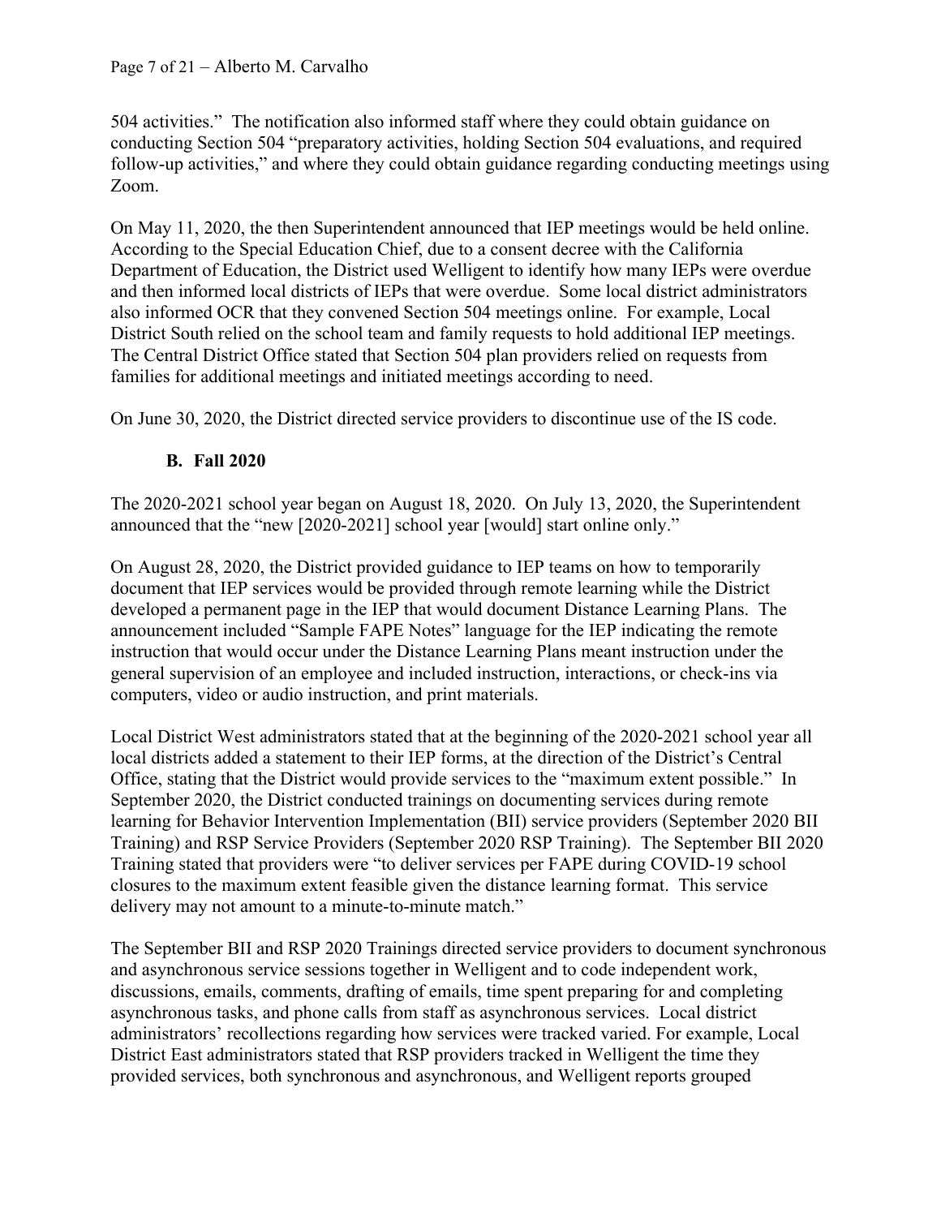504 activities." The notification also informed staff where they could obtain guidance on conducting Section 504 "preparatory activities, holding Section 504 evaluations, and required follow-up activities," and where they could obtain guidance regarding conducting meetings using Zoom.

On May 11, 2020, the then Superintendent announced that IEP meetings would be held online. According to the Special Education Chief, due to a consent decree with the California Department of Education, the District used Welligent to identify how many IEPs were overdue and then informed local districts of IEPs that were overdue. Some local district administrators also informed OCR that they convened Section 504 meetings online. For example, Local District South relied on the school team and family requests to hold additional IEP meetings. The Central District Office stated that Section 504 plan providers relied on requests from families for additional meetings and initiated meetings according to need.

On June 30, 2020, the District directed service providers to discontinue use of the IS code.

### B. Fall 2020

The 2020-2021 school year began on August 18, 2020. On July 13, 2020, the Superintendent announced that the "new [2020-2021] school year [would] start online only."

On August 28, 2020, the District provided guidance to IEP teams on how to temporarily document that IEP services would be provided through remote learning while the District developed a permanent page in the IEP that would document Distance Learning Plans. The announcement included "Sample FAPE Notes" language for the IEP indicating the remote instruction that would occur under the Distance Learning Plans meant instruction under the general supervision of an employee and included instruction, interactions, or check-ins via computers, video or audio instruction, and print materials.

Local District West administrators stated that at the beginning of the 2020-2021 school year all local districts added a statement to their IEP forms, at the direction of the District's Central Office, stating that the District would provide services to the "maximum extent possible." In September 2020, the District conducted trainings on documenting services during remote learning for Behavior Intervention Implementation (BII) service providers (September 2020 BII Training) and RSP Service Providers (September 2020 RSP Training). The September BII 2020 Training stated that providers were "to deliver services per FAPE during COVID-19 school closures to the maximum extent feasible given the distance learning format. This service delivery may not amount to a minute-to-minute match."

The September BII and RSP 2020 Trainings directed service providers to document synchronous and asynchronous service sessions together in Welligent and to code independent work, discussions, emails, comments, drafting of emails, time spent preparing for and completing asynchronous tasks, and phone calls from staff as asynchronous services. Local district administrators' recollections regarding how services were tracked varied. For example, Local District East administrators stated that RSP providers tracked in Welligent the time they provided services, both synchronous and asynchronous, and Welligent reports grouped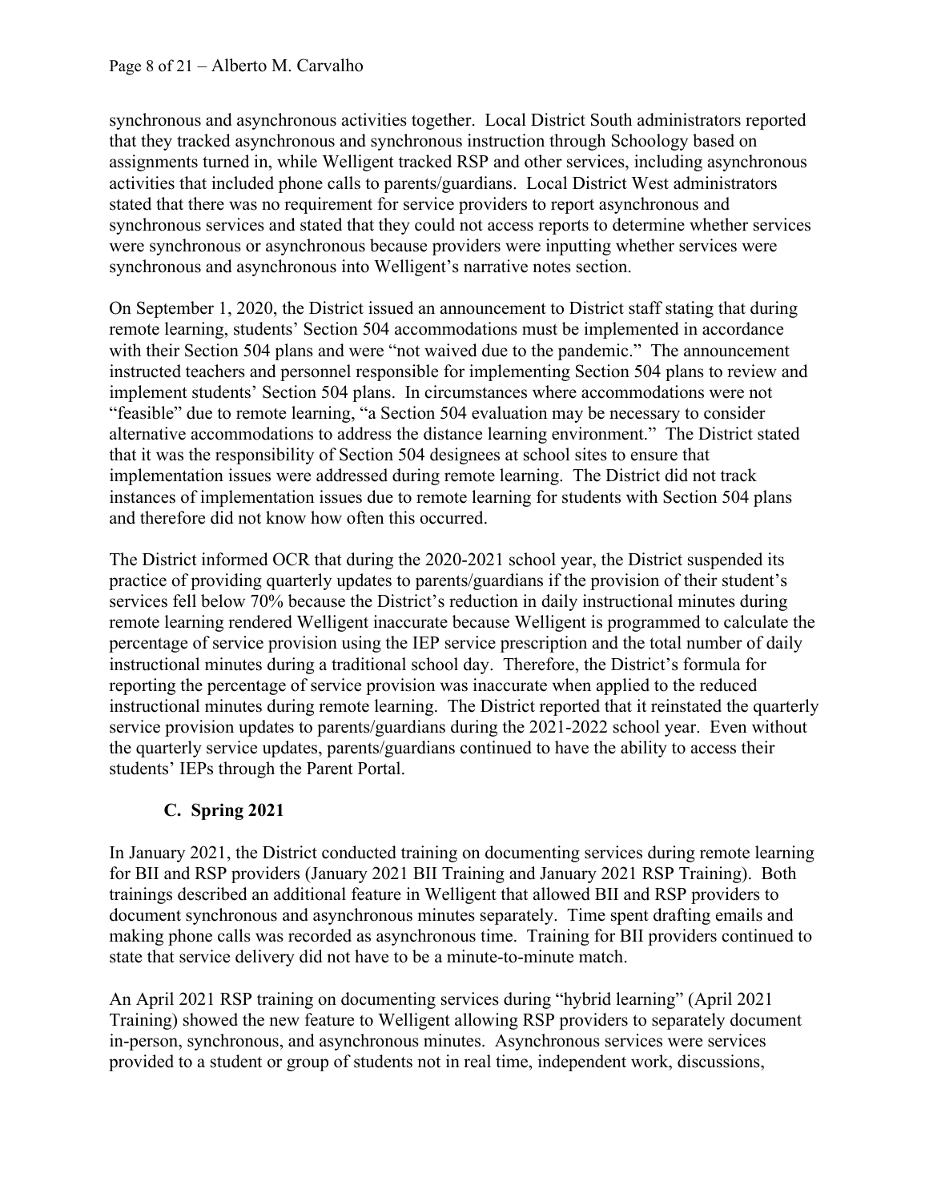synchronous and asynchronous activities together. Local District South administrators reported that they tracked asynchronous and synchronous instruction through Schoology based on assignments turned in, while Welligent tracked RSP and other services, including asynchronous activities that included phone calls to parents/guardians. Local District West administrators stated that there was no requirement for service providers to report asynchronous and synchronous services and stated that they could not access reports to determine whether services were synchronous or asynchronous because providers were inputting whether services were synchronous and asynchronous into Welligent's narrative notes section.

On September 1, 2020, the District issued an announcement to District staff stating that during remote learning, students' Section 504 accommodations must be implemented in accordance with their Section 504 plans and were "not waived due to the pandemic." The announcement instructed teachers and personnel responsible for implementing Section 504 plans to review and implement students' Section 504 plans. In circumstances where accommodations were not "feasible" due to remote learning, "a Section 504 evaluation may be necessary to consider alternative accommodations to address the distance learning environment." The District stated that it was the responsibility of Section 504 designees at school sites to ensure that implementation issues were addressed during remote learning. The District did not track instances of implementation issues due to remote learning for students with Section 504 plans and therefore did not know how often this occurred.

The District informed OCR that during the 2020-2021 school year, the District suspended its practice of providing quarterly updates to parents/guardians if the provision of their student's services fell below 70% because the District's reduction in daily instructional minutes during remote learning rendered Welligent inaccurate because Welligent is programmed to calculate the percentage of service provision using the IEP service prescription and the total number of daily instructional minutes during a traditional school day. Therefore, the District's formula for reporting the percentage of service provision was inaccurate when applied to the reduced instructional minutes during remote learning. The District reported that it reinstated the quarterly service provision updates to parents/guardians during the 2021-2022 school year. Even without the quarterly service updates, parents/guardians continued to have the ability to access their students' IEPs through the Parent Portal.

### C. Spring 2021

In January 2021, the District conducted training on documenting services during remote learning for BII and RSP providers (January 2021 BII Training and January 2021 RSP Training). Both trainings described an additional feature in Welligent that allowed BII and RSP providers to document synchronous and asynchronous minutes separately. Time spent drafting emails and making phone calls was recorded as asynchronous time. Training for BII providers continued to state that service delivery did not have to be a minute-to-minute match.

An April 2021 RSP training on documenting services during "hybrid learning" (April 2021 Training) showed the new feature to Welligent allowing RSP providers to separately document in-person, synchronous, and asynchronous minutes. Asynchronous services were services provided to a student or group of students not in real time, independent work, discussions,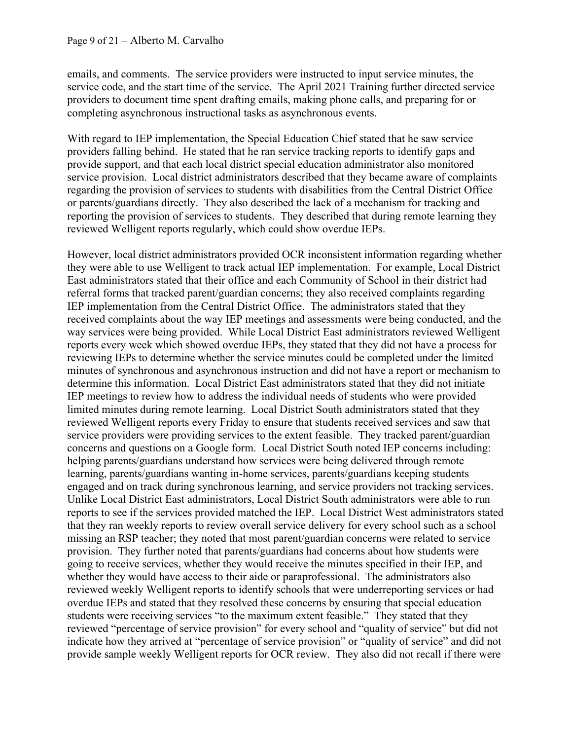emails, and comments. The service providers were instructed to input service minutes, the service code, and the start time of the service. The April 2021 Training further directed service providers to document time spent drafting emails, making phone calls, and preparing for or completing asynchronous instructional tasks as asynchronous events.

With regard to IEP implementation, the Special Education Chief stated that he saw service providers falling behind. He stated that he ran service tracking reports to identify gaps and provide support, and that each local district special education administrator also monitored service provision. Local district administrators described that they became aware of complaints regarding the provision of services to students with disabilities from the Central District Office or parents/guardians directly. They also described the lack of a mechanism for tracking and reporting the provision of services to students. They described that during remote learning they reviewed Welligent reports regularly, which could show overdue IEPs.

However, local district administrators provided OCR inconsistent information regarding whether they were able to use Welligent to track actual IEP implementation. For example, Local District East administrators stated that their office and each Community of School in their district had referral forms that tracked parent/guardian concerns; they also received complaints regarding IEP implementation from the Central District Office. The administrators stated that they received complaints about the way IEP meetings and assessments were being conducted, and the way services were being provided. While Local District East administrators reviewed Welligent reports every week which showed overdue IEPs, they stated that they did not have a process for reviewing IEPs to determine whether the service minutes could be completed under the limited minutes of synchronous and asynchronous instruction and did not have a report or mechanism to determine this information. Local District East administrators stated that they did not initiate IEP meetings to review how to address the individual needs of students who were provided limited minutes during remote learning. Local District South administrators stated that they reviewed Welligent reports every Friday to ensure that students received services and saw that service providers were providing services to the extent feasible. They tracked parent/guardian concerns and questions on a Google form. Local District South noted IEP concerns including: helping parents/guardians understand how services were being delivered through remote learning, parents/guardians wanting in-home services, parents/guardians keeping students engaged and on track during synchronous learning, and service providers not tracking services. Unlike Local District East administrators, Local District South administrators were able to run reports to see if the services provided matched the IEP. Local District West administrators stated that they ran weekly reports to review overall service delivery for every school such as a school missing an RSP teacher; they noted that most parent/guardian concerns were related to service provision. They further noted that parents/guardians had concerns about how students were going to receive services, whether they would receive the minutes specified in their IEP, and whether they would have access to their aide or paraprofessional. The administrators also reviewed weekly Welligent reports to identify schools that were underreporting services or had overdue IEPs and stated that they resolved these concerns by ensuring that special education students were receiving services "to the maximum extent feasible." They stated that they reviewed "percentage of service provision" for every school and "quality of service" but did not indicate how they arrived at "percentage of service provision" or "quality of service" and did not provide sample weekly Welligent reports for OCR review. They also did not recall if there were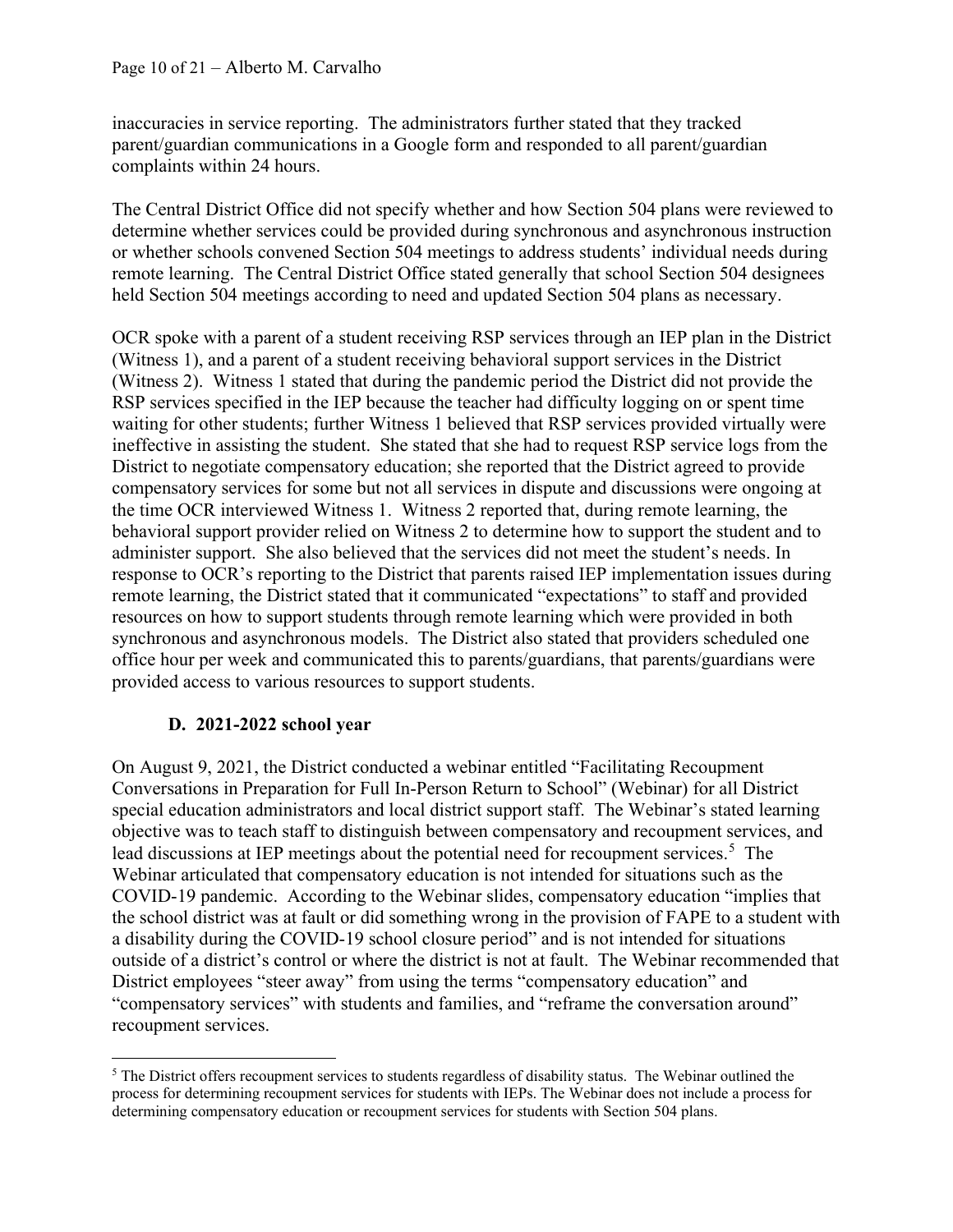inaccuracies in service reporting. The administrators further stated that they tracked parent/guardian communications in a Google form and responded to all parent/guardian complaints within 24 hours.

The Central District Office did not specify whether and how Section 504 plans were reviewed to determine whether services could be provided during synchronous and asynchronous instruction or whether schools convened Section 504 meetings to address students' individual needs during remote learning. The Central District Office stated generally that school Section 504 designees held Section 504 meetings according to need and updated Section 504 plans as necessary.

OCR spoke with a parent of a student receiving RSP services through an IEP plan in the District (Witness 1), and a parent of a student receiving behavioral support services in the District (Witness 2). Witness 1 stated that during the pandemic period the District did not provide the RSP services specified in the IEP because the teacher had difficulty logging on or spent time waiting for other students; further Witness 1 believed that RSP services provided virtually were ineffective in assisting the student. She stated that she had to request RSP service logs from the District to negotiate compensatory education; she reported that the District agreed to provide compensatory services for some but not all services in dispute and discussions were ongoing at the time OCR interviewed Witness 1. Witness 2 reported that, during remote learning, the behavioral support provider relied on Witness 2 to determine how to support the student and to administer support. She also believed that the services did not meet the student's needs. In response to OCR's reporting to the District that parents raised IEP implementation issues during remote learning, the District stated that it communicated "expectations" to staff and provided resources on how to support students through remote learning which were provided in both synchronous and asynchronous models. The District also stated that providers scheduled one office hour per week and communicated this to parents/guardians, that parents/guardians were provided access to various resources to support students.

### D. 2021-2022 school year

On August 9, 2021, the District conducted a webinar entitled "Facilitating Recoupment Conversations in Preparation for Full In-Person Return to School" (Webinar) for all District special education administrators and local district support staff. The Webinar's stated learning objective was to teach staff to distinguish between compensatory and recoupment services, and lead discussions at IEP meetings about the potential need for recoupment services.[5] The Webinar articulated that compensatory education is not intended for situations such as the COVID-19 pandemic. According to the Webinar slides, compensatory education "implies that the school district was at fault or did something wrong in the provision of FAPE to a student with a disability during the COVID-19 school closure period" and is not intended for situations outside of a district's control or where the district is not at fault. The Webinar recommended that District employees "steer away" from using the terms "compensatory education" and "compensatory services" with students and families, and "reframe the conversation around" recoupment services.

[5] The District offers recoupment services to students regardless of disability status. The Webinar outlined the process for determining recoupment services for students with IEPs. The Webinar does not include a process for determining compensatory education or recoupment services for students with Section 504 plans.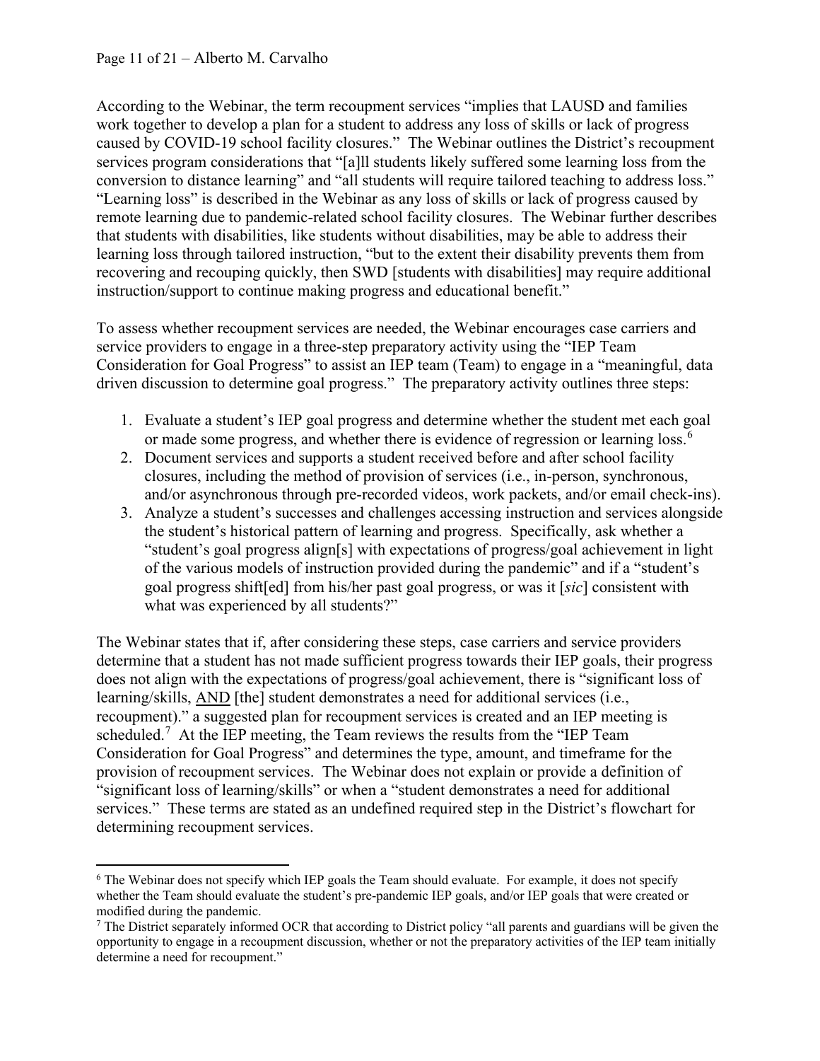According to the Webinar, the term recoupment services "implies that LAUSD and families work together to develop a plan for a student to address any loss of skills or lack of progress caused by COVID-19 school facility closures." The Webinar outlines the District's recoupment services program considerations that "[a]ll students likely suffered some learning loss from the conversion to distance learning" and "all students will require tailored teaching to address loss." "Learning loss" is described in the Webinar as any loss of skills or lack of progress caused by remote learning due to pandemic-related school facility closures. The Webinar further describes that students with disabilities, like students without disabilities, may be able to address their learning loss through tailored instruction, "but to the extent their disability prevents them from recovering and recouping quickly, then SWD [students with disabilities] may require additional instruction/support to continue making progress and educational benefit."

To assess whether recoupment services are needed, the Webinar encourages case carriers and service providers to engage in a three-step preparatory activity using the "IEP Team Consideration for Goal Progress" to assist an IEP team (Team) to engage in a "meaningful, data driven discussion to determine goal progress." The preparatory activity outlines three steps:

1. Evaluate a student's IEP goal progress and determine whether the student met each goal or made some progress, and whether there is evidence of regression or learning loss.[6]
2. Document services and supports a student received before and after school facility closures, including the method of provision of services (i.e., in-person, synchronous, and/or asynchronous through pre-recorded videos, work packets, and/or email check-ins).
3. Analyze a student's successes and challenges accessing instruction and services alongside the student's historical pattern of learning and progress. Specifically, ask whether a "student's goal progress align[s] with expectations of progress/goal achievement in light of the various models of instruction provided during the pandemic" and if a "student's goal progress shift[ed] from his/her past goal progress, or was it [*sic*] consistent with what was experienced by all students?"

The Webinar states that if, after considering these steps, case carriers and service providers determine that a student has not made sufficient progress towards their IEP goals, their progress does not align with the expectations of progress/goal achievement, there is "significant loss of learning/skills, <u>AND</u> [the] student demonstrates a need for additional services (i.e., recoupment)." a suggested plan for recoupment services is created and an IEP meeting is scheduled.[7] At the IEP meeting, the Team reviews the results from the "IEP Team Consideration for Goal Progress" and determines the type, amount, and timeframe for the provision of recoupment services. The Webinar does not explain or provide a definition of "significant loss of learning/skills" or when a "student demonstrates a need for additional services." These terms are stated as an undefined required step in the District's flowchart for determining recoupment services.

---

[6] The Webinar does not specify which IEP goals the Team should evaluate. For example, it does not specify whether the Team should evaluate the student's pre-pandemic IEP goals, and/or IEP goals that were created or modified during the pandemic.

[7] The District separately informed OCR that according to District policy "all parents and guardians will be given the opportunity to engage in a recoupment discussion, whether or not the preparatory activities of the IEP team initially determine a need for recoupment."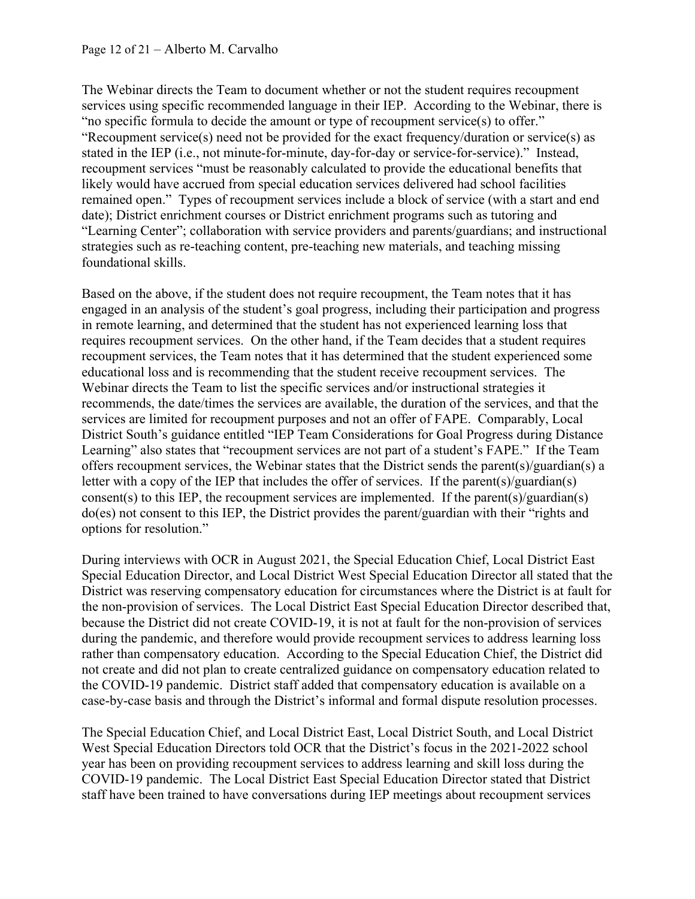The Webinar directs the Team to document whether or not the student requires recoupment services using specific recommended language in their IEP. According to the Webinar, there is "no specific formula to decide the amount or type of recoupment service(s) to offer." "Recoupment service(s) need not be provided for the exact frequency/duration or service(s) as stated in the IEP (i.e., not minute-for-minute, day-for-day or service-for-service)." Instead, recoupment services "must be reasonably calculated to provide the educational benefits that likely would have accrued from special education services delivered had school facilities remained open." Types of recoupment services include a block of service (with a start and end date); District enrichment courses or District enrichment programs such as tutoring and "Learning Center"; collaboration with service providers and parents/guardians; and instructional strategies such as re-teaching content, pre-teaching new materials, and teaching missing foundational skills.

Based on the above, if the student does not require recoupment, the Team notes that it has engaged in an analysis of the student's goal progress, including their participation and progress in remote learning, and determined that the student has not experienced learning loss that requires recoupment services. On the other hand, if the Team decides that a student requires recoupment services, the Team notes that it has determined that the student experienced some educational loss and is recommending that the student receive recoupment services. The Webinar directs the Team to list the specific services and/or instructional strategies it recommends, the date/times the services are available, the duration of the services, and that the services are limited for recoupment purposes and not an offer of FAPE. Comparably, Local District South's guidance entitled "IEP Team Considerations for Goal Progress during Distance Learning" also states that "recoupment services are not part of a student's FAPE." If the Team offers recoupment services, the Webinar states that the District sends the parent(s)/guardian(s) a letter with a copy of the IEP that includes the offer of services. If the parent(s)/guardian(s) consent(s) to this IEP, the recoupment services are implemented. If the parent(s)/guardian(s) do(es) not consent to this IEP, the District provides the parent/guardian with their "rights and options for resolution."

During interviews with OCR in August 2021, the Special Education Chief, Local District East Special Education Director, and Local District West Special Education Director all stated that the District was reserving compensatory education for circumstances where the District is at fault for the non-provision of services. The Local District East Special Education Director described that, because the District did not create COVID-19, it is not at fault for the non-provision of services during the pandemic, and therefore would provide recoupment services to address learning loss rather than compensatory education. According to the Special Education Chief, the District did not create and did not plan to create centralized guidance on compensatory education related to the COVID-19 pandemic. District staff added that compensatory education is available on a case-by-case basis and through the District's informal and formal dispute resolution processes.

The Special Education Chief, and Local District East, Local District South, and Local District West Special Education Directors told OCR that the District's focus in the 2021-2022 school year has been on providing recoupment services to address learning and skill loss during the COVID-19 pandemic. The Local District East Special Education Director stated that District staff have been trained to have conversations during IEP meetings about recoupment services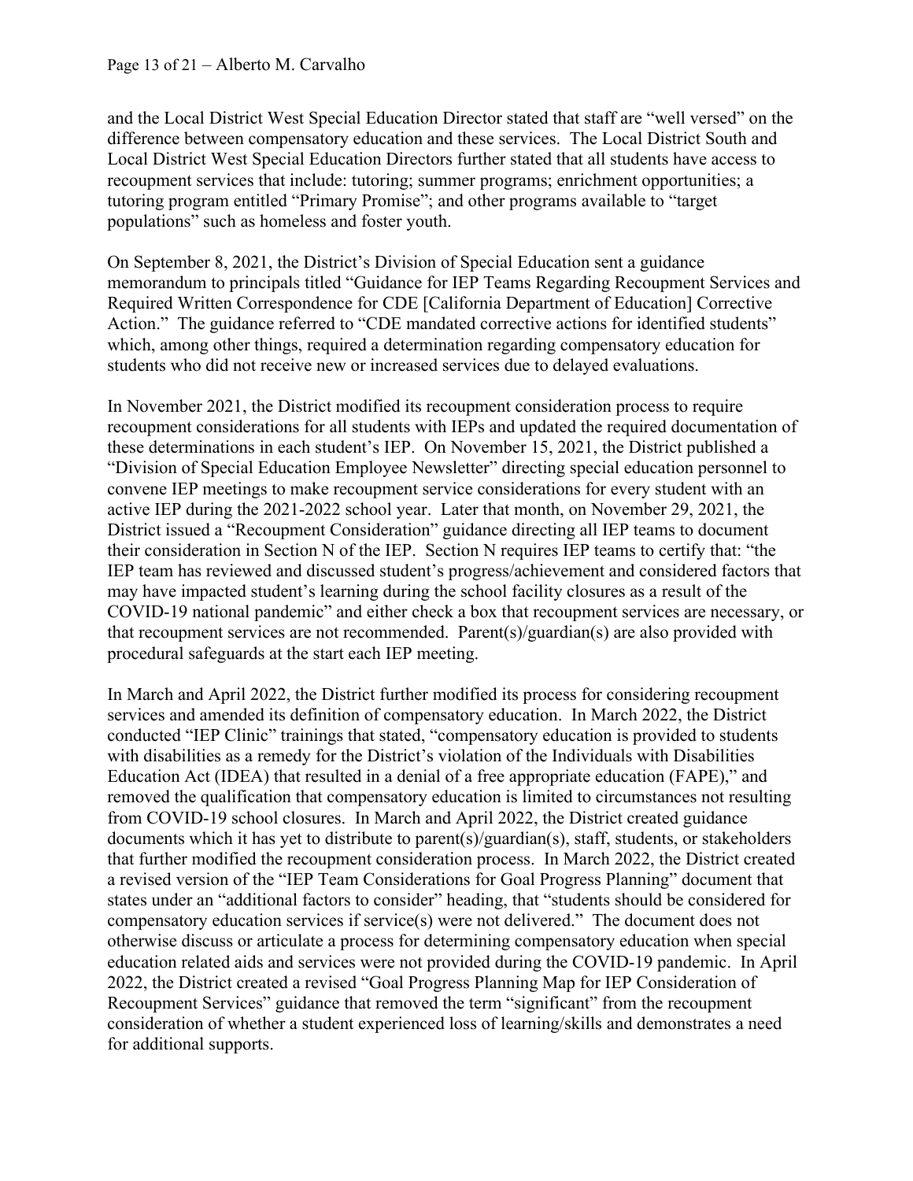and the Local District West Special Education Director stated that staff are "well versed" on the difference between compensatory education and these services. The Local District South and Local District West Special Education Directors further stated that all students have access to recoupment services that include: tutoring; summer programs; enrichment opportunities; a tutoring program entitled "Primary Promise"; and other programs available to "target populations" such as homeless and foster youth.

On September 8, 2021, the District's Division of Special Education sent a guidance memorandum to principals titled "Guidance for IEP Teams Regarding Recoupment Services and Required Written Correspondence for CDE [California Department of Education] Corrective Action." The guidance referred to "CDE mandated corrective actions for identified students" which, among other things, required a determination regarding compensatory education for students who did not receive new or increased services due to delayed evaluations.

In November 2021, the District modified its recoupment consideration process to require recoupment considerations for all students with IEPs and updated the required documentation of these determinations in each student's IEP. On November 15, 2021, the District published a "Division of Special Education Employee Newsletter" directing special education personnel to convene IEP meetings to make recoupment service considerations for every student with an active IEP during the 2021-2022 school year. Later that month, on November 29, 2021, the District issued a "Recoupment Consideration" guidance directing all IEP teams to document their consideration in Section N of the IEP. Section N requires IEP teams to certify that: "the IEP team has reviewed and discussed student's progress/achievement and considered factors that may have impacted student's learning during the school facility closures as a result of the COVID-19 national pandemic" and either check a box that recoupment services are necessary, or that recoupment services are not recommended. Parent(s)/guardian(s) are also provided with procedural safeguards at the start each IEP meeting.

In March and April 2022, the District further modified its process for considering recoupment services and amended its definition of compensatory education. In March 2022, the District conducted "IEP Clinic" trainings that stated, "compensatory education is provided to students with disabilities as a remedy for the District's violation of the Individuals with Disabilities Education Act (IDEA) that resulted in a denial of a free appropriate education (FAPE)," and removed the qualification that compensatory education is limited to circumstances not resulting from COVID-19 school closures. In March and April 2022, the District created guidance documents which it has yet to distribute to parent(s)/guardian(s), staff, students, or stakeholders that further modified the recoupment consideration process. In March 2022, the District created a revised version of the "IEP Team Considerations for Goal Progress Planning" document that states under an "additional factors to consider" heading, that "students should be considered for compensatory education services if service(s) were not delivered." The document does not otherwise discuss or articulate a process for determining compensatory education when special education related aids and services were not provided during the COVID-19 pandemic. In April 2022, the District created a revised "Goal Progress Planning Map for IEP Consideration of Recoupment Services" guidance that removed the term "significant" from the recoupment consideration of whether a student experienced loss of learning/skills and demonstrates a need for additional supports.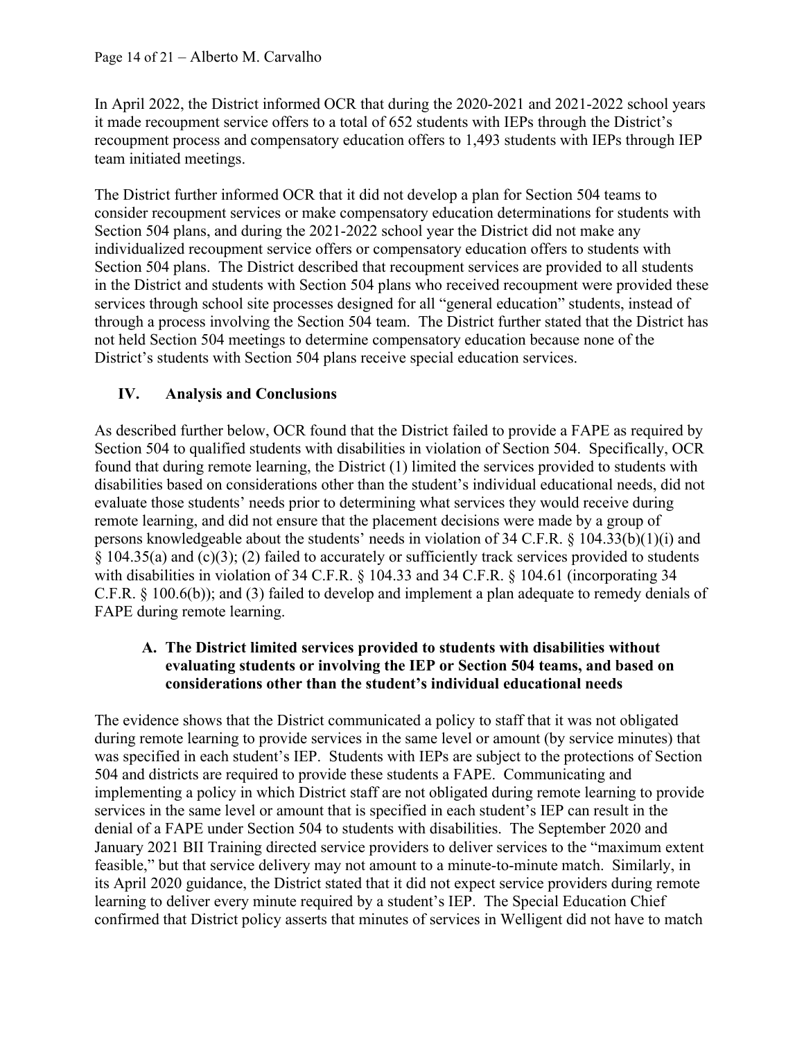In April 2022, the District informed OCR that during the 2020-2021 and 2021-2022 school years it made recoupment service offers to a total of 652 students with IEPs through the District's recoupment process and compensatory education offers to 1,493 students with IEPs through IEP team initiated meetings.

The District further informed OCR that it did not develop a plan for Section 504 teams to consider recoupment services or make compensatory education determinations for students with Section 504 plans, and during the 2021-2022 school year the District did not make any individualized recoupment service offers or compensatory education offers to students with Section 504 plans. The District described that recoupment services are provided to all students in the District and students with Section 504 plans who received recoupment were provided these services through school site processes designed for all "general education" students, instead of through a process involving the Section 504 team. The District further stated that the District has not held Section 504 meetings to determine compensatory education because none of the District's students with Section 504 plans receive special education services.

## IV. Analysis and Conclusions

As described further below, OCR found that the District failed to provide a FAPE as required by Section 504 to qualified students with disabilities in violation of Section 504. Specifically, OCR found that during remote learning, the District (1) limited the services provided to students with disabilities based on considerations other than the student's individual educational needs, did not evaluate those students' needs prior to determining what services they would receive during remote learning, and did not ensure that the placement decisions were made by a group of persons knowledgeable about the students' needs in violation of 34 C.F.R. § 104.33(b)(1)(i) and § 104.35(a) and (c)(3); (2) failed to accurately or sufficiently track services provided to students with disabilities in violation of 34 C.F.R. § 104.33 and 34 C.F.R. § 104.61 (incorporating 34 C.F.R. § 100.6(b)); and (3) failed to develop and implement a plan adequate to remedy denials of FAPE during remote learning.

### A. The District limited services provided to students with disabilities without evaluating students or involving the IEP or Section 504 teams, and based on considerations other than the student's individual educational needs

The evidence shows that the District communicated a policy to staff that it was not obligated during remote learning to provide services in the same level or amount (by service minutes) that was specified in each student's IEP. Students with IEPs are subject to the protections of Section 504 and districts are required to provide these students a FAPE. Communicating and implementing a policy in which District staff are not obligated during remote learning to provide services in the same level or amount that is specified in each student's IEP can result in the denial of a FAPE under Section 504 to students with disabilities. The September 2020 and January 2021 BII Training directed service providers to deliver services to the "maximum extent feasible," but that service delivery may not amount to a minute-to-minute match. Similarly, in its April 2020 guidance, the District stated that it did not expect service providers during remote learning to deliver every minute required by a student's IEP. The Special Education Chief confirmed that District policy asserts that minutes of services in Welligent did not have to match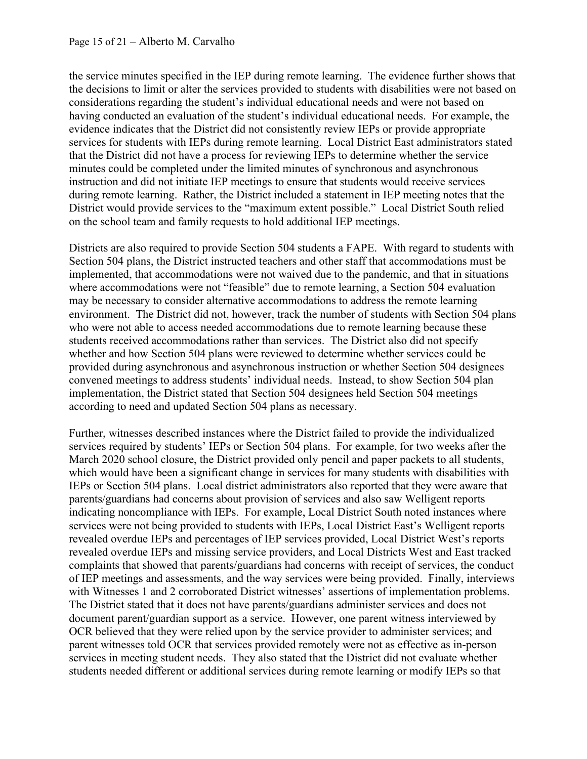the service minutes specified in the IEP during remote learning. The evidence further shows that the decisions to limit or alter the services provided to students with disabilities were not based on considerations regarding the student's individual educational needs and were not based on having conducted an evaluation of the student's individual educational needs. For example, the evidence indicates that the District did not consistently review IEPs or provide appropriate services for students with IEPs during remote learning. Local District East administrators stated that the District did not have a process for reviewing IEPs to determine whether the service minutes could be completed under the limited minutes of synchronous and asynchronous instruction and did not initiate IEP meetings to ensure that students would receive services during remote learning. Rather, the District included a statement in IEP meeting notes that the District would provide services to the "maximum extent possible." Local District South relied on the school team and family requests to hold additional IEP meetings.

Districts are also required to provide Section 504 students a FAPE. With regard to students with Section 504 plans, the District instructed teachers and other staff that accommodations must be implemented, that accommodations were not waived due to the pandemic, and that in situations where accommodations were not "feasible" due to remote learning, a Section 504 evaluation may be necessary to consider alternative accommodations to address the remote learning environment. The District did not, however, track the number of students with Section 504 plans who were not able to access needed accommodations due to remote learning because these students received accommodations rather than services. The District also did not specify whether and how Section 504 plans were reviewed to determine whether services could be provided during asynchronous and asynchronous instruction or whether Section 504 designees convened meetings to address students' individual needs. Instead, to show Section 504 plan implementation, the District stated that Section 504 designees held Section 504 meetings according to need and updated Section 504 plans as necessary.

Further, witnesses described instances where the District failed to provide the individualized services required by students' IEPs or Section 504 plans. For example, for two weeks after the March 2020 school closure, the District provided only pencil and paper packets to all students, which would have been a significant change in services for many students with disabilities with IEPs or Section 504 plans. Local district administrators also reported that they were aware that parents/guardians had concerns about provision of services and also saw Welligent reports indicating noncompliance with IEPs. For example, Local District South noted instances where services were not being provided to students with IEPs, Local District East's Welligent reports revealed overdue IEPs and percentages of IEP services provided, Local District West's reports revealed overdue IEPs and missing service providers, and Local Districts West and East tracked complaints that showed that parents/guardians had concerns with receipt of services, the conduct of IEP meetings and assessments, and the way services were being provided. Finally, interviews with Witnesses 1 and 2 corroborated District witnesses' assertions of implementation problems. The District stated that it does not have parents/guardians administer services and does not document parent/guardian support as a service. However, one parent witness interviewed by OCR believed that they were relied upon by the service provider to administer services; and parent witnesses told OCR that services provided remotely were not as effective as in-person services in meeting student needs. They also stated that the District did not evaluate whether students needed different or additional services during remote learning or modify IEPs so that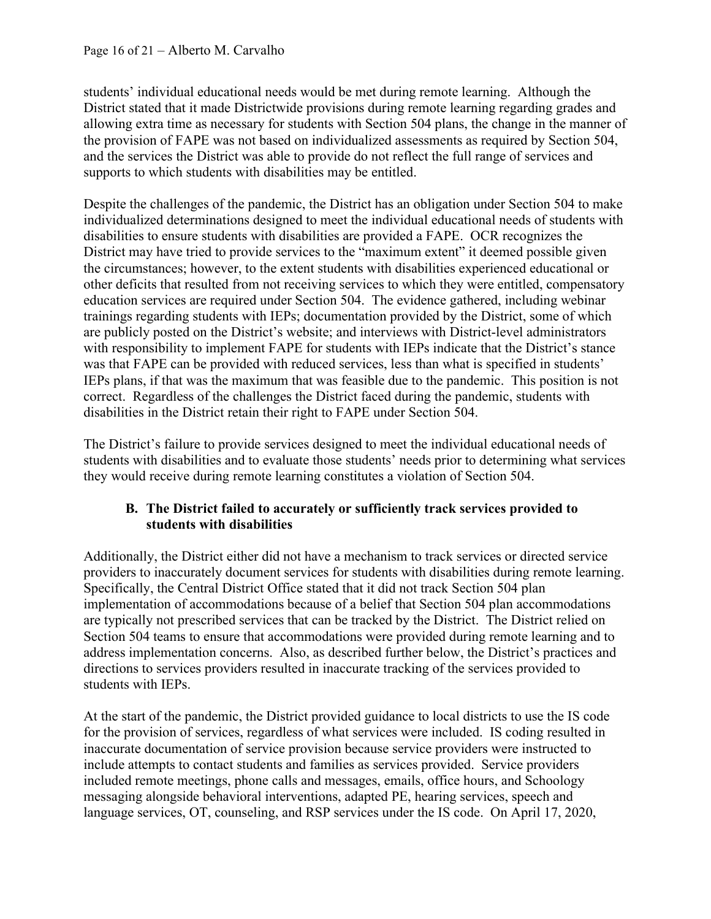students' individual educational needs would be met during remote learning. Although the District stated that it made Districtwide provisions during remote learning regarding grades and allowing extra time as necessary for students with Section 504 plans, the change in the manner of the provision of FAPE was not based on individualized assessments as required by Section 504, and the services the District was able to provide do not reflect the full range of services and supports to which students with disabilities may be entitled.

Despite the challenges of the pandemic, the District has an obligation under Section 504 to make individualized determinations designed to meet the individual educational needs of students with disabilities to ensure students with disabilities are provided a FAPE. OCR recognizes the District may have tried to provide services to the "maximum extent" it deemed possible given the circumstances; however, to the extent students with disabilities experienced educational or other deficits that resulted from not receiving services to which they were entitled, compensatory education services are required under Section 504. The evidence gathered, including webinar trainings regarding students with IEPs; documentation provided by the District, some of which are publicly posted on the District's website; and interviews with District-level administrators with responsibility to implement FAPE for students with IEPs indicate that the District's stance was that FAPE can be provided with reduced services, less than what is specified in students' IEPs plans, if that was the maximum that was feasible due to the pandemic. This position is not correct. Regardless of the challenges the District faced during the pandemic, students with disabilities in the District retain their right to FAPE under Section 504.

The District's failure to provide services designed to meet the individual educational needs of students with disabilities and to evaluate those students' needs prior to determining what services they would receive during remote learning constitutes a violation of Section 504.

### B. The District failed to accurately or sufficiently track services provided to students with disabilities

Additionally, the District either did not have a mechanism to track services or directed service providers to inaccurately document services for students with disabilities during remote learning. Specifically, the Central District Office stated that it did not track Section 504 plan implementation of accommodations because of a belief that Section 504 plan accommodations are typically not prescribed services that can be tracked by the District. The District relied on Section 504 teams to ensure that accommodations were provided during remote learning and to address implementation concerns. Also, as described further below, the District's practices and directions to services providers resulted in inaccurate tracking of the services provided to students with IEPs.

At the start of the pandemic, the District provided guidance to local districts to use the IS code for the provision of services, regardless of what services were included. IS coding resulted in inaccurate documentation of service provision because service providers were instructed to include attempts to contact students and families as services provided. Service providers included remote meetings, phone calls and messages, emails, office hours, and Schoology messaging alongside behavioral interventions, adapted PE, hearing services, speech and language services, OT, counseling, and RSP services under the IS code. On April 17, 2020,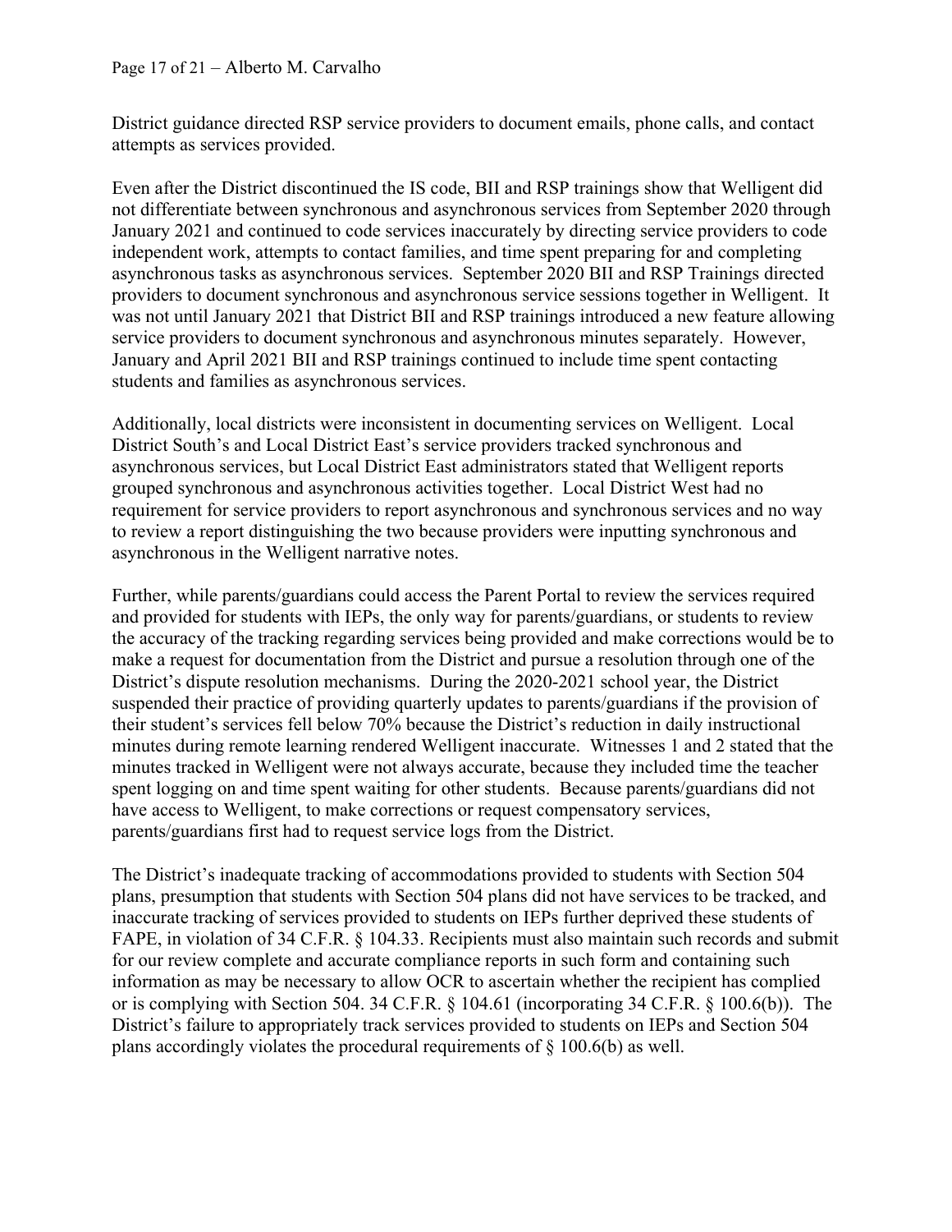District guidance directed RSP service providers to document emails, phone calls, and contact attempts as services provided.

Even after the District discontinued the IS code, BII and RSP trainings show that Welligent did not differentiate between synchronous and asynchronous services from September 2020 through January 2021 and continued to code services inaccurately by directing service providers to code independent work, attempts to contact families, and time spent preparing for and completing asynchronous tasks as asynchronous services. September 2020 BII and RSP Trainings directed providers to document synchronous and asynchronous service sessions together in Welligent. It was not until January 2021 that District BII and RSP trainings introduced a new feature allowing service providers to document synchronous and asynchronous minutes separately. However, January and April 2021 BII and RSP trainings continued to include time spent contacting students and families as asynchronous services.

Additionally, local districts were inconsistent in documenting services on Welligent. Local District South's and Local District East's service providers tracked synchronous and asynchronous services, but Local District East administrators stated that Welligent reports grouped synchronous and asynchronous activities together. Local District West had no requirement for service providers to report asynchronous and synchronous services and no way to review a report distinguishing the two because providers were inputting synchronous and asynchronous in the Welligent narrative notes.

Further, while parents/guardians could access the Parent Portal to review the services required and provided for students with IEPs, the only way for parents/guardians, or students to review the accuracy of the tracking regarding services being provided and make corrections would be to make a request for documentation from the District and pursue a resolution through one of the District's dispute resolution mechanisms. During the 2020-2021 school year, the District suspended their practice of providing quarterly updates to parents/guardians if the provision of their student's services fell below 70% because the District's reduction in daily instructional minutes during remote learning rendered Welligent inaccurate. Witnesses 1 and 2 stated that the minutes tracked in Welligent were not always accurate, because they included time the teacher spent logging on and time spent waiting for other students. Because parents/guardians did not have access to Welligent, to make corrections or request compensatory services, parents/guardians first had to request service logs from the District.

The District's inadequate tracking of accommodations provided to students with Section 504 plans, presumption that students with Section 504 plans did not have services to be tracked, and inaccurate tracking of services provided to students on IEPs further deprived these students of FAPE, in violation of 34 C.F.R. § 104.33. Recipients must also maintain such records and submit for our review complete and accurate compliance reports in such form and containing such information as may be necessary to allow OCR to ascertain whether the recipient has complied or is complying with Section 504. 34 C.F.R. § 104.61 (incorporating 34 C.F.R. § 100.6(b)). The District's failure to appropriately track services provided to students on IEPs and Section 504 plans accordingly violates the procedural requirements of § 100.6(b) as well.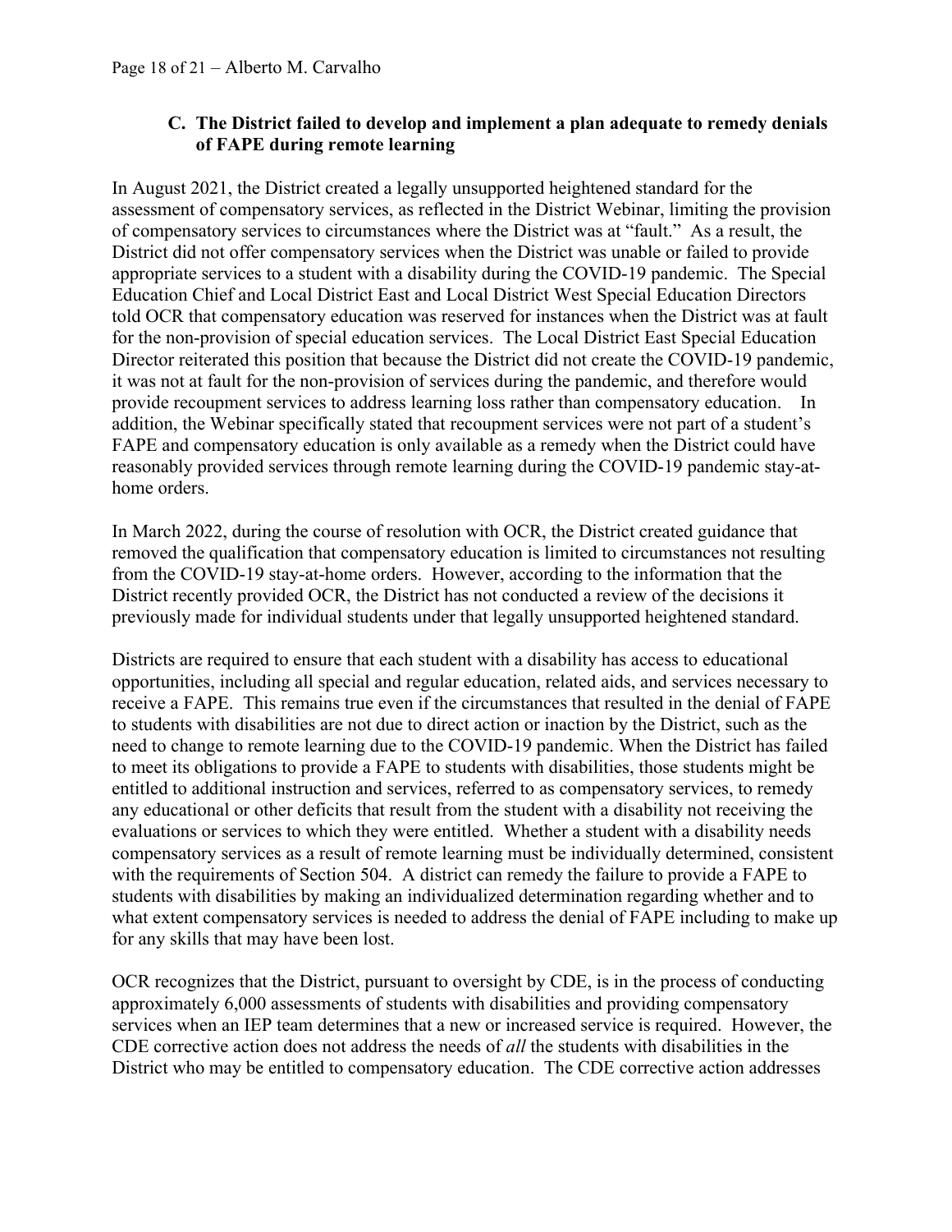### C. The District failed to develop and implement a plan adequate to remedy denials of FAPE during remote learning

In August 2021, the District created a legally unsupported heightened standard for the assessment of compensatory services, as reflected in the District Webinar, limiting the provision of compensatory services to circumstances where the District was at "fault." As a result, the District did not offer compensatory services when the District was unable or failed to provide appropriate services to a student with a disability during the COVID-19 pandemic. The Special Education Chief and Local District East and Local District West Special Education Directors told OCR that compensatory education was reserved for instances when the District was at fault for the non-provision of special education services. The Local District East Special Education Director reiterated this position that because the District did not create the COVID-19 pandemic, it was not at fault for the non-provision of services during the pandemic, and therefore would provide recoupment services to address learning loss rather than compensatory education. In addition, the Webinar specifically stated that recoupment services were not part of a student's FAPE and compensatory education is only available as a remedy when the District could have reasonably provided services through remote learning during the COVID-19 pandemic stay-at-home orders.

In March 2022, during the course of resolution with OCR, the District created guidance that removed the qualification that compensatory education is limited to circumstances not resulting from the COVID-19 stay-at-home orders. However, according to the information that the District recently provided OCR, the District has not conducted a review of the decisions it previously made for individual students under that legally unsupported heightened standard.

Districts are required to ensure that each student with a disability has access to educational opportunities, including all special and regular education, related aids, and services necessary to receive a FAPE. This remains true even if the circumstances that resulted in the denial of FAPE to students with disabilities are not due to direct action or inaction by the District, such as the need to change to remote learning due to the COVID-19 pandemic. When the District has failed to meet its obligations to provide a FAPE to students with disabilities, those students might be entitled to additional instruction and services, referred to as compensatory services, to remedy any educational or other deficits that result from the student with a disability not receiving the evaluations or services to which they were entitled. Whether a student with a disability needs compensatory services as a result of remote learning must be individually determined, consistent with the requirements of Section 504. A district can remedy the failure to provide a FAPE to students with disabilities by making an individualized determination regarding whether and to what extent compensatory services is needed to address the denial of FAPE including to make up for any skills that may have been lost.

OCR recognizes that the District, pursuant to oversight by CDE, is in the process of conducting approximately 6,000 assessments of students with disabilities and providing compensatory services when an IEP team determines that a new or increased service is required. However, the CDE corrective action does not address the needs of *all* the students with disabilities in the District who may be entitled to compensatory education. The CDE corrective action addresses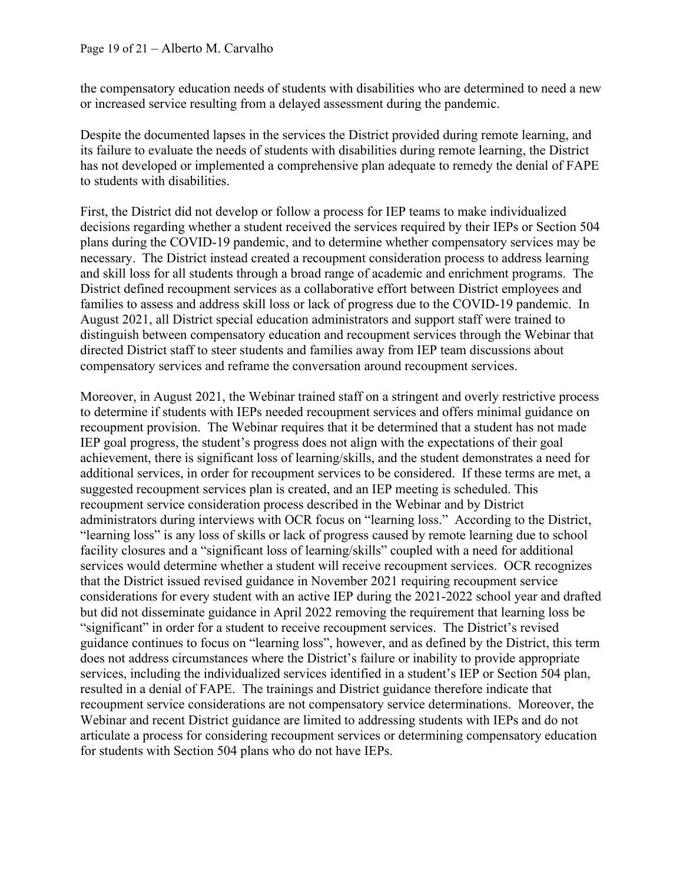the compensatory education needs of students with disabilities who are determined to need a new or increased service resulting from a delayed assessment during the pandemic.

Despite the documented lapses in the services the District provided during remote learning, and its failure to evaluate the needs of students with disabilities during remote learning, the District has not developed or implemented a comprehensive plan adequate to remedy the denial of FAPE to students with disabilities.

First, the District did not develop or follow a process for IEP teams to make individualized decisions regarding whether a student received the services required by their IEPs or Section 504 plans during the COVID-19 pandemic, and to determine whether compensatory services may be necessary. The District instead created a recoupment consideration process to address learning and skill loss for all students through a broad range of academic and enrichment programs. The District defined recoupment services as a collaborative effort between District employees and families to assess and address skill loss or lack of progress due to the COVID-19 pandemic. In August 2021, all District special education administrators and support staff were trained to distinguish between compensatory education and recoupment services through the Webinar that directed District staff to steer students and families away from IEP team discussions about compensatory services and reframe the conversation around recoupment services.

Moreover, in August 2021, the Webinar trained staff on a stringent and overly restrictive process to determine if students with IEPs needed recoupment services and offers minimal guidance on recoupment provision. The Webinar requires that it be determined that a student has not made IEP goal progress, the student's progress does not align with the expectations of their goal achievement, there is significant loss of learning/skills, and the student demonstrates a need for additional services, in order for recoupment services to be considered. If these terms are met, a suggested recoupment services plan is created, and an IEP meeting is scheduled. This recoupment service consideration process described in the Webinar and by District administrators during interviews with OCR focus on "learning loss." According to the District, "learning loss" is any loss of skills or lack of progress caused by remote learning due to school facility closures and a "significant loss of learning/skills" coupled with a need for additional services would determine whether a student will receive recoupment services. OCR recognizes that the District issued revised guidance in November 2021 requiring recoupment service considerations for every student with an active IEP during the 2021-2022 school year and drafted but did not disseminate guidance in April 2022 removing the requirement that learning loss be "significant" in order for a student to receive recoupment services. The District's revised guidance continues to focus on "learning loss", however, and as defined by the District, this term does not address circumstances where the District's failure or inability to provide appropriate services, including the individualized services identified in a student's IEP or Section 504 plan, resulted in a denial of FAPE. The trainings and District guidance therefore indicate that recoupment service considerations are not compensatory service determinations. Moreover, the Webinar and recent District guidance are limited to addressing students with IEPs and do not articulate a process for considering recoupment services or determining compensatory education for students with Section 504 plans who do not have IEPs.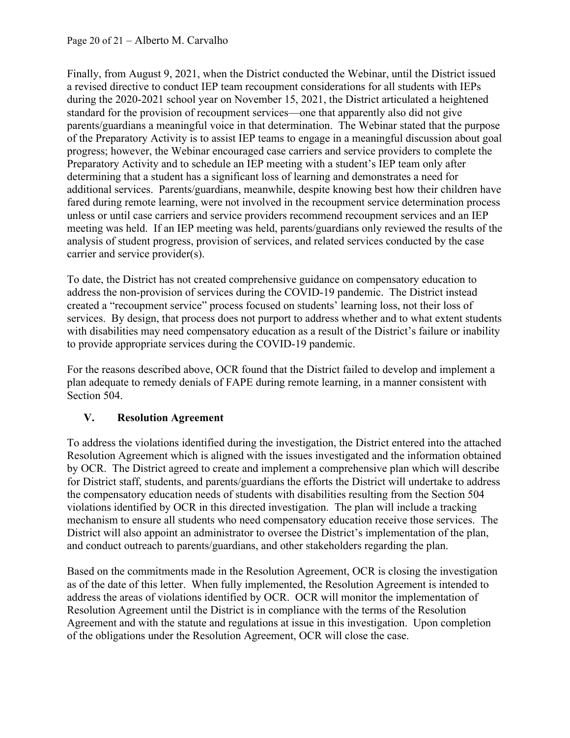Finally, from August 9, 2021, when the District conducted the Webinar, until the District issued a revised directive to conduct IEP team recoupment considerations for all students with IEPs during the 2020-2021 school year on November 15, 2021, the District articulated a heightened standard for the provision of recoupment services—one that apparently also did not give parents/guardians a meaningful voice in that determination. The Webinar stated that the purpose of the Preparatory Activity is to assist IEP teams to engage in a meaningful discussion about goal progress; however, the Webinar encouraged case carriers and service providers to complete the Preparatory Activity and to schedule an IEP meeting with a student's IEP team only after determining that a student has a significant loss of learning and demonstrates a need for additional services. Parents/guardians, meanwhile, despite knowing best how their children have fared during remote learning, were not involved in the recoupment service determination process unless or until case carriers and service providers recommend recoupment services and an IEP meeting was held. If an IEP meeting was held, parents/guardians only reviewed the results of the analysis of student progress, provision of services, and related services conducted by the case carrier and service provider(s).

To date, the District has not created comprehensive guidance on compensatory education to address the non-provision of services during the COVID-19 pandemic. The District instead created a "recoupment service" process focused on students' learning loss, not their loss of services. By design, that process does not purport to address whether and to what extent students with disabilities may need compensatory education as a result of the District's failure or inability to provide appropriate services during the COVID-19 pandemic.

For the reasons described above, OCR found that the District failed to develop and implement a plan adequate to remedy denials of FAPE during remote learning, in a manner consistent with Section 504.

## V. Resolution Agreement

To address the violations identified during the investigation, the District entered into the attached Resolution Agreement which is aligned with the issues investigated and the information obtained by OCR. The District agreed to create and implement a comprehensive plan which will describe for District staff, students, and parents/guardians the efforts the District will undertake to address the compensatory education needs of students with disabilities resulting from the Section 504 violations identified by OCR in this directed investigation. The plan will include a tracking mechanism to ensure all students who need compensatory education receive those services. The District will also appoint an administrator to oversee the District's implementation of the plan, and conduct outreach to parents/guardians, and other stakeholders regarding the plan.

Based on the commitments made in the Resolution Agreement, OCR is closing the investigation as of the date of this letter. When fully implemented, the Resolution Agreement is intended to address the areas of violations identified by OCR. OCR will monitor the implementation of Resolution Agreement until the District is in compliance with the terms of the Resolution Agreement and with the statute and regulations at issue in this investigation. Upon completion of the obligations under the Resolution Agreement, OCR will close the case.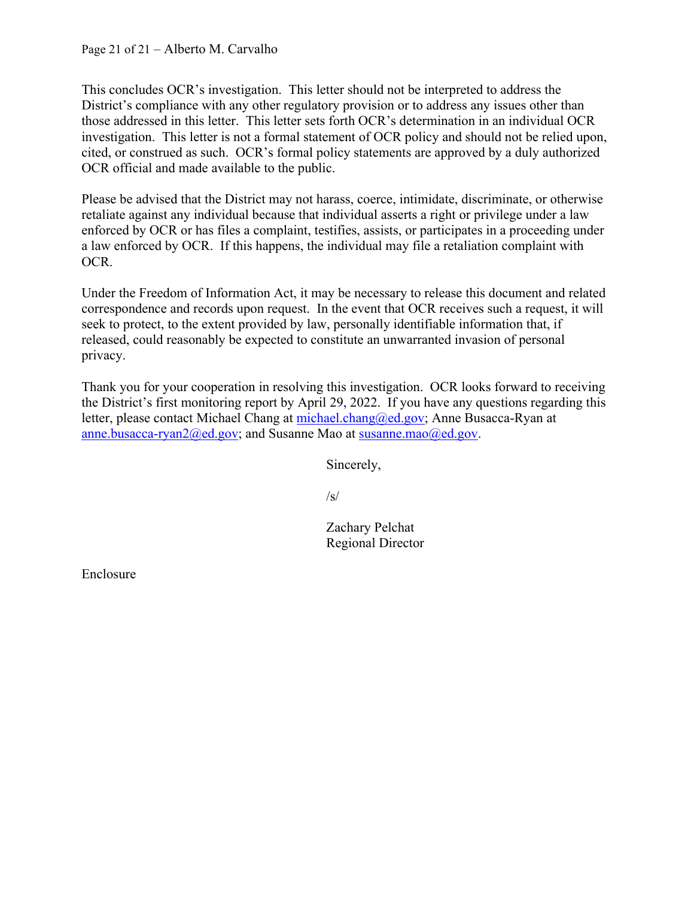This concludes OCR's investigation. This letter should not be interpreted to address the District's compliance with any other regulatory provision or to address any issues other than those addressed in this letter. This letter sets forth OCR's determination in an individual OCR investigation. This letter is not a formal statement of OCR policy and should not be relied upon, cited, or construed as such. OCR's formal policy statements are approved by a duly authorized OCR official and made available to the public.

Please be advised that the District may not harass, coerce, intimidate, discriminate, or otherwise retaliate against any individual because that individual asserts a right or privilege under a law enforced by OCR or has files a complaint, testifies, assists, or participates in a proceeding under a law enforced by OCR. If this happens, the individual may file a retaliation complaint with OCR.

Under the Freedom of Information Act, it may be necessary to release this document and related correspondence and records upon request. In the event that OCR receives such a request, it will seek to protect, to the extent provided by law, personally identifiable information that, if released, could reasonably be expected to constitute an unwarranted invasion of personal privacy.

Thank you for your cooperation in resolving this investigation. OCR looks forward to receiving the District's first monitoring report by April 29, 2022. If you have any questions regarding this letter, please contact Michael Chang at michael.chang@ed.gov; Anne Busacca-Ryan at anne.busacca-ryan2@ed.gov; and Susanne Mao at susanne.mao@ed.gov.

Sincerely,

/s/

Zachary Pelchat
Regional Director

Enclosure